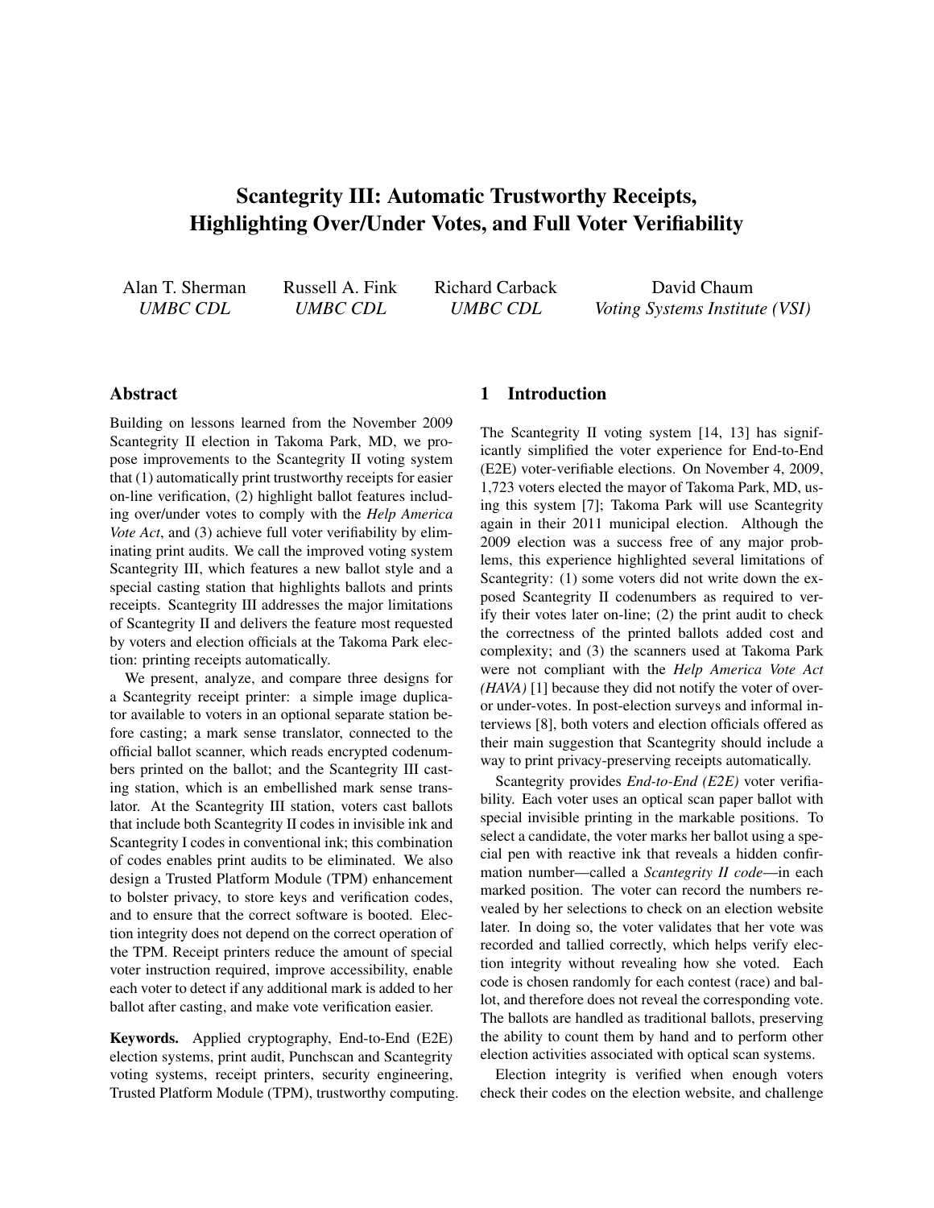# Scantegrity III: Automatic Trustworthy Receipts, Highlighting Over/Under Votes, and Full Voter Verifiability

Alan T. Sherman, *UMBC CDL*
Russell A. Fink, *UMBC CDL*
Richard Carback, *UMBC CDL*
David Chaum, *Voting Systems Institute (VSI)*

## Abstract

Building on lessons learned from the November 2009 Scantegrity II election in Takoma Park, MD, we propose improvements to the Scantegrity II voting system that (1) automatically print trustworthy receipts for easier on-line verification, (2) highlight ballot features including over/under votes to comply with the *Help America Vote Act*, and (3) achieve full voter verifiability by eliminating print audits. We call the improved voting system Scantegrity III, which features a new ballot style and a special casting station that highlights ballots and prints receipts. Scantegrity III addresses the major limitations of Scantegrity II and delivers the feature most requested by voters and election officials at the Takoma Park election: printing receipts automatically.

We present, analyze, and compare three designs for a Scantegrity receipt printer: a simple image duplicator available to voters in an optional separate station before casting; a mark sense translator, connected to the official ballot scanner, which reads encrypted codenumbers printed on the ballot; and the Scantegrity III casting station, which is an embellished mark sense translator. At the Scantegrity III station, voters cast ballots that include both Scantegrity II codes in invisible ink and Scantegrity I codes in conventional ink; this combination of codes enables print audits to be eliminated. We also design a Trusted Platform Module (TPM) enhancement to bolster privacy, to store keys and verification codes, and to ensure that the correct software is booted. Election integrity does not depend on the correct operation of the TPM. Receipt printers reduce the amount of special voter instruction required, improve accessibility, enable each voter to detect if any additional mark is added to her ballot after casting, and make vote verification easier.

**Keywords.** Applied cryptography, End-to-End (E2E) election systems, print audit, Punchscan and Scantegrity voting systems, receipt printers, security engineering, Trusted Platform Module (TPM), trustworthy computing.

## 1 Introduction

The Scantegrity II voting system [14, 13] has significantly simplified the voter experience for End-to-End (E2E) voter-verifiable elections. On November 4, 2009, 1,723 voters elected the mayor of Takoma Park, MD, using this system [7]; Takoma Park will use Scantegrity again in their 2011 municipal election. Although the 2009 election was a success free of any major problems, this experience highlighted several limitations of Scantegrity: (1) some voters did not write down the exposed Scantegrity II codenumbers as required to verify their votes later on-line; (2) the print audit to check the correctness of the printed ballots added cost and complexity; and (3) the scanners used at Takoma Park were not compliant with the *Help America Vote Act (HAVA)* [1] because they did not notify the voter of over- or under-votes. In post-election surveys and informal interviews [8], both voters and election officials offered as their main suggestion that Scantegrity should include a way to print privacy-preserving receipts automatically.

Scantegrity provides *End-to-End (E2E)* voter verifiability. Each voter uses an optical scan paper ballot with special invisible printing in the markable positions. To select a candidate, the voter marks her ballot using a special pen with reactive ink that reveals a hidden confirmation number—called a *Scantegrity II code*—in each marked position. The voter can record the numbers revealed by her selections to check on an election website later. In doing so, the voter validates that her vote was recorded and tallied correctly, which helps verify election integrity without revealing how she voted. Each code is chosen randomly for each contest (race) and ballot, and therefore does not reveal the corresponding vote. The ballots are handled as traditional ballots, preserving the ability to count them by hand and to perform other election activities associated with optical scan systems.

Election integrity is verified when enough voters check their codes on the election website, and challenge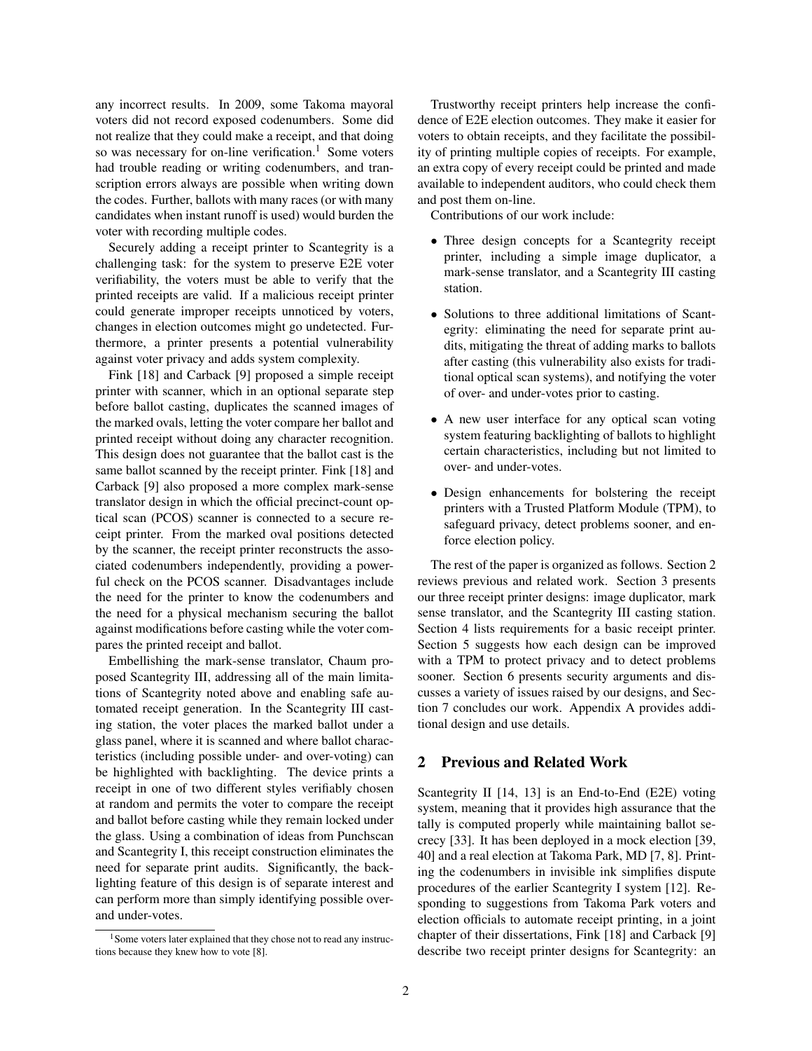any incorrect results. In 2009, some Takoma mayoral voters did not record exposed codenumbers. Some did not realize that they could make a receipt, and that doing so was necessary for on-line verification.[1] Some voters had trouble reading or writing codenumbers, and transcription errors always are possible when writing down the codes. Further, ballots with many races (or with many candidates when instant runoff is used) would burden the voter with recording multiple codes.

Securely adding a receipt printer to Scantegrity is a challenging task: for the system to preserve E2E voter verifiability, the voters must be able to verify that the printed receipts are valid. If a malicious receipt printer could generate improper receipts unnoticed by voters, changes in election outcomes might go undetected. Furthermore, a printer presents a potential vulnerability against voter privacy and adds system complexity.

Fink [18] and Carback [9] proposed a simple receipt printer with scanner, which in an optional separate step before ballot casting, duplicates the scanned images of the marked ovals, letting the voter compare her ballot and printed receipt without doing any character recognition. This design does not guarantee that the ballot cast is the same ballot scanned by the receipt printer. Fink [18] and Carback [9] also proposed a more complex mark-sense translator design in which the official precinct-count optical scan (PCOS) scanner is connected to a secure receipt printer. From the marked oval positions detected by the scanner, the receipt printer reconstructs the associated codenumbers independently, providing a powerful check on the PCOS scanner. Disadvantages include the need for the printer to know the codenumbers and the need for a physical mechanism securing the ballot against modifications before casting while the voter compares the printed receipt and ballot.

Embellishing the mark-sense translator, Chaum proposed Scantegrity III, addressing all of the main limitations of Scantegrity noted above and enabling safe automated receipt generation. In the Scantegrity III casting station, the voter places the marked ballot under a glass panel, where it is scanned and where ballot characteristics (including possible under- and over-voting) can be highlighted with backlighting. The device prints a receipt in one of two different styles verifiably chosen at random and permits the voter to compare the receipt and ballot before casting while they remain locked under the glass. Using a combination of ideas from Punchscan and Scantegrity I, this receipt construction eliminates the need for separate print audits. Significantly, the backlighting feature of this design is of separate interest and can perform more than simply identifying possible over- and under-votes.

[1] Some voters later explained that they chose not to read any instructions because they knew how to vote [8].

Trustworthy receipt printers help increase the confidence of E2E election outcomes. They make it easier for voters to obtain receipts, and they facilitate the possibility of printing multiple copies of receipts. For example, an extra copy of every receipt could be printed and made available to independent auditors, who could check them and post them on-line.

Contributions of our work include:

- Three design concepts for a Scantegrity receipt printer, including a simple image duplicator, a mark-sense translator, and a Scantegrity III casting station.
- Solutions to three additional limitations of Scantegrity: eliminating the need for separate print audits, mitigating the threat of adding marks to ballots after casting (this vulnerability also exists for traditional optical scan systems), and notifying the voter of over- and under-votes prior to casting.
- A new user interface for any optical scan voting system featuring backlighting of ballots to highlight certain characteristics, including but not limited to over- and under-votes.
- Design enhancements for bolstering the receipt printers with a Trusted Platform Module (TPM), to safeguard privacy, detect problems sooner, and enforce election policy.

The rest of the paper is organized as follows. Section 2 reviews previous and related work. Section 3 presents our three receipt printer designs: image duplicator, mark sense translator, and the Scantegrity III casting station. Section 4 lists requirements for a basic receipt printer. Section 5 suggests how each design can be improved with a TPM to protect privacy and to detect problems sooner. Section 6 presents security arguments and discusses a variety of issues raised by our designs, and Section 7 concludes our work. Appendix A provides additional design and use details.

## 2 Previous and Related Work

Scantegrity II [14, 13] is an End-to-End (E2E) voting system, meaning that it provides high assurance that the tally is computed properly while maintaining ballot secrecy [33]. It has been deployed in a mock election [39, 40] and a real election at Takoma Park, MD [7, 8]. Printing the codenumbers in invisible ink simplifies dispute procedures of the earlier Scantegrity I system [12]. Responding to suggestions from Takoma Park voters and election officials to automate receipt printing, in a joint chapter of their dissertations, Fink [18] and Carback [9] describe two receipt printer designs for Scantegrity: an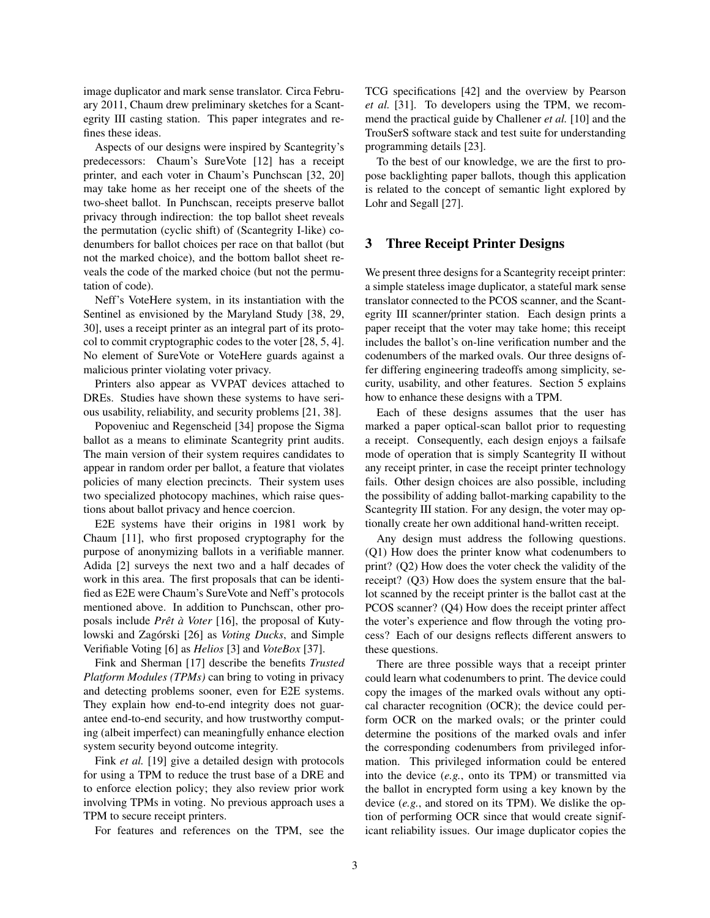image duplicator and mark sense translator. Circa February 2011, Chaum drew preliminary sketches for a Scantegrity III casting station. This paper integrates and refines these ideas.

Aspects of our designs were inspired by Scantegrity's predecessors: Chaum's SureVote [12] has a receipt printer, and each voter in Chaum's Punchscan [32, 20] may take home as her receipt one of the sheets of the two-sheet ballot. In Punchscan, receipts preserve ballot privacy through indirection: the top ballot sheet reveals the permutation (cyclic shift) of (Scantegrity I-like) codenumbers for ballot choices per race on that ballot (but not the marked choice), and the bottom ballot sheet reveals the code of the marked choice (but not the permutation of code).

Neff's VoteHere system, in its instantiation with the Sentinel as envisioned by the Maryland Study [38, 29, 30], uses a receipt printer as an integral part of its protocol to commit cryptographic codes to the voter [28, 5, 4]. No element of SureVote or VoteHere guards against a malicious printer violating voter privacy.

Printers also appear as VVPAT devices attached to DREs. Studies have shown these systems to have serious usability, reliability, and security problems [21, 38].

Popoveniuc and Regenscheid [34] propose the Sigma ballot as a means to eliminate Scantegrity print audits. The main version of their system requires candidates to appear in random order per ballot, a feature that violates policies of many election precincts. Their system uses two specialized photocopy machines, which raise questions about ballot privacy and hence coercion.

E2E systems have their origins in 1981 work by Chaum [11], who first proposed cryptography for the purpose of anonymizing ballots in a verifiable manner. Adida [2] surveys the next two and a half decades of work in this area. The first proposals that can be identified as E2E were Chaum's SureVote and Neff's protocols mentioned above. In addition to Punchscan, other proposals include *Prêt à Voter* [16], the proposal of Kutylowski and Zagórski [26] as *Voting Ducks*, and Simple Verifiable Voting [6] as *Helios* [3] and *VoteBox* [37].

Fink and Sherman [17] describe the benefits *Trusted Platform Modules (TPMs)* can bring to voting in privacy and detecting problems sooner, even for E2E systems. They explain how end-to-end integrity does not guarantee end-to-end security, and how trustworthy computing (albeit imperfect) can meaningfully enhance election system security beyond outcome integrity.

Fink *et al.* [19] give a detailed design with protocols for using a TPM to reduce the trust base of a DRE and to enforce election policy; they also review prior work involving TPMs in voting. No previous approach uses a TPM to secure receipt printers.

For features and references on the TPM, see the TCG specifications [42] and the overview by Pearson *et al.* [31]. To developers using the TPM, we recommend the practical guide by Challener *et al.* [10] and the TrouSerS software stack and test suite for understanding programming details [23].

To the best of our knowledge, we are the first to propose backlighting paper ballots, though this application is related to the concept of semantic light explored by Lohr and Segall [27].

## 3 Three Receipt Printer Designs

We present three designs for a Scantegrity receipt printer: a simple stateless image duplicator, a stateful mark sense translator connected to the PCOS scanner, and the Scantegrity III scanner/printer station. Each design prints a paper receipt that the voter may take home; this receipt includes the ballot's on-line verification number and the codenumbers of the marked ovals. Our three designs offer differing engineering tradeoffs among simplicity, security, usability, and other features. Section 5 explains how to enhance these designs with a TPM.

Each of these designs assumes that the user has marked a paper optical-scan ballot prior to requesting a receipt. Consequently, each design enjoys a failsafe mode of operation that is simply Scantegrity II without any receipt printer, in case the receipt printer technology fails. Other design choices are also possible, including the possibility of adding ballot-marking capability to the Scantegrity III station. For any design, the voter may optionally create her own additional hand-written receipt.

Any design must address the following questions. (Q1) How does the printer know what codenumbers to print? (Q2) How does the voter check the validity of the receipt? (Q3) How does the system ensure that the ballot scanned by the receipt printer is the ballot cast at the PCOS scanner? (Q4) How does the receipt printer affect the voter's experience and flow through the voting process? Each of our designs reflects different answers to these questions.

There are three possible ways that a receipt printer could learn what codenumbers to print. The device could copy the images of the marked ovals without any optical character recognition (OCR); the device could perform OCR on the marked ovals; or the printer could determine the positions of the marked ovals and infer the corresponding codenumbers from privileged information. This privileged information could be entered into the device (*e.g.*, onto its TPM) or transmitted via the ballot in encrypted form using a key known by the device (*e.g.*, and stored on its TPM). We dislike the option of performing OCR since that would create significant reliability issues. Our image duplicator copies the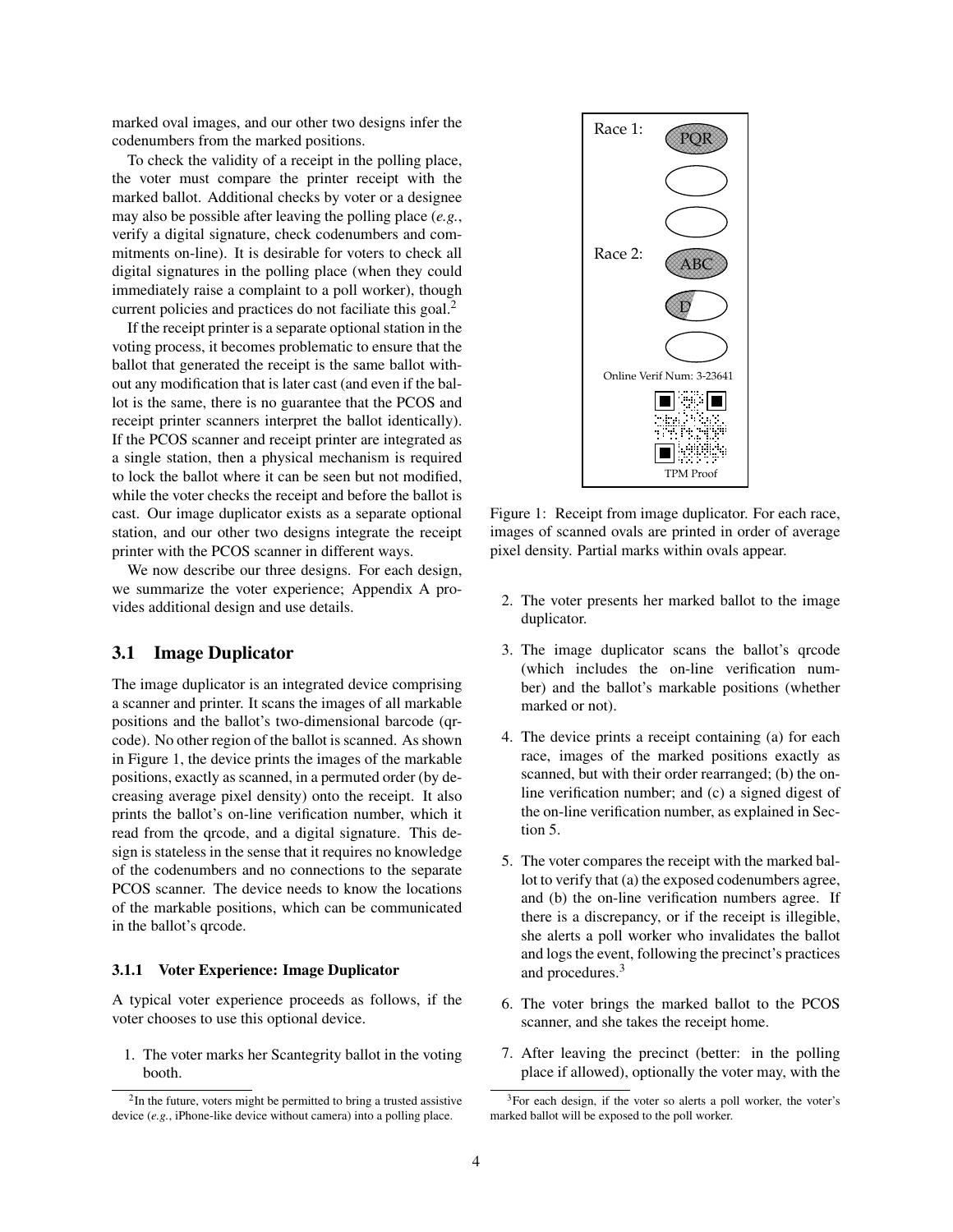marked oval images, and our other two designs infer the codenumbers from the marked positions.

To check the validity of a receipt in the polling place, the voter must compare the printer receipt with the marked ballot. Additional checks by voter or a designee may also be possible after leaving the polling place (*e.g.*, verify a digital signature, check codenumbers and commitments on-line). It is desirable for voters to check all digital signatures in the polling place (when they could immediately raise a complaint to a poll worker), though current policies and practices do not faciliate this goal.[2]

If the receipt printer is a separate optional station in the voting process, it becomes problematic to ensure that the ballot that generated the receipt is the same ballot without any modification that is later cast (and even if the ballot is the same, there is no guarantee that the PCOS and receipt printer scanners interpret the ballot identically). If the PCOS scanner and receipt printer are integrated as a single station, then a physical mechanism is required to lock the ballot where it can be seen but not modified, while the voter checks the receipt and before the ballot is cast. Our image duplicator exists as a separate optional station, and our other two designs integrate the receipt printer with the PCOS scanner in different ways.

We now describe our three designs. For each design, we summarize the voter experience; Appendix A provides additional design and use details.

## 3.1 Image Duplicator

The image duplicator is an integrated device comprising a scanner and printer. It scans the images of all markable positions and the ballot's two-dimensional barcode (qrcode). No other region of the ballot is scanned. As shown in Figure 1, the device prints the images of the markable positions, exactly as scanned, in a permuted order (by decreasing average pixel density) onto the receipt. It also prints the ballot's on-line verification number, which it read from the qrcode, and a digital signature. This design is stateless in the sense that it requires no knowledge of the codenumbers and no connections to the separate PCOS scanner. The device needs to know the locations of the markable positions, which can be communicated in the ballot's qrcode.

Race 1: PQR

Race 2: ABC, D

Online Verif Num: 3-23641

TPM Proof

Figure 1: Receipt from image duplicator. For each race, images of scanned ovals are printed in order of average pixel density. Partial marks within ovals appear.

### 3.1.1 Voter Experience: Image Duplicator

A typical voter experience proceeds as follows, if the voter chooses to use this optional device.

1. The voter marks her Scantegrity ballot in the voting booth.
2. The voter presents her marked ballot to the image duplicator.
3. The image duplicator scans the ballot's qrcode (which includes the on-line verification number) and the ballot's markable positions (whether marked or not).
4. The device prints a receipt containing (a) for each race, images of the marked positions exactly as scanned, but with their order rearranged; (b) the on-line verification number; and (c) a signed digest of the on-line verification number, as explained in Section 5.
5. The voter compares the receipt with the marked ballot to verify that (a) the exposed codenumbers agree, and (b) the on-line verification numbers agree. If there is a discrepancy, or if the receipt is illegible, she alerts a poll worker who invalidates the ballot and logs the event, following the precinct's practices and procedures.[3]
6. The voter brings the marked ballot to the PCOS scanner, and she takes the receipt home.
7. After leaving the precinct (better: in the polling place if allowed), optionally the voter may, with the

[2] In the future, voters might be permitted to bring a trusted assistive device (*e.g.*, iPhone-like device without camera) into a polling place.

[3] For each design, if the voter so alerts a poll worker, the voter's marked ballot will be exposed to the poll worker.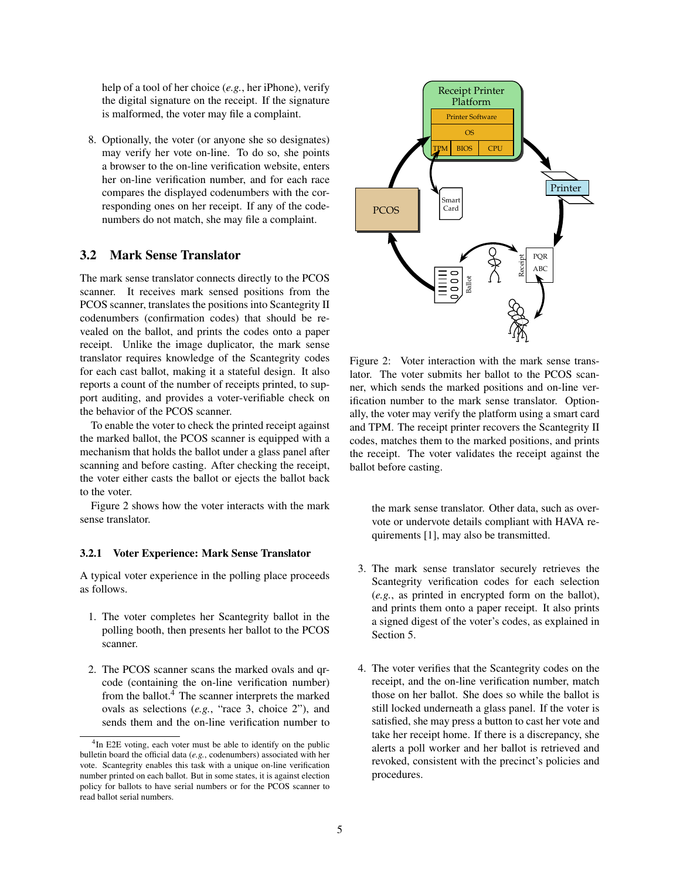help of a tool of her choice (*e.g.*, her iPhone), verify the digital signature on the receipt. If the signature is malformed, the voter may file a complaint.

8. Optionally, the voter (or anyone she so designates) may verify her vote on-line. To do so, she points a browser to the on-line verification website, enters her on-line verification number, and for each race compares the displayed codenumbers with the corresponding ones on her receipt. If any of the codenumbers do not match, she may file a complaint.

## 3.2 Mark Sense Translator

The mark sense translator connects directly to the PCOS scanner. It receives mark sensed positions from the PCOS scanner, translates the positions into Scantegrity II codenumbers (confirmation codes) that should be revealed on the ballot, and prints the codes onto a paper receipt. Unlike the image duplicator, the mark sense translator requires knowledge of the Scantegrity codes for each cast ballot, making it a stateful design. It also reports a count of the number of receipts printed, to support auditing, and provides a voter-verifiable check on the behavior of the PCOS scanner.

To enable the voter to check the printed receipt against the marked ballot, the PCOS scanner is equipped with a mechanism that holds the ballot under a glass panel after scanning and before casting. After checking the receipt, the voter either casts the ballot or ejects the ballot back to the voter.

Figure 2 shows how the voter interacts with the mark sense translator.

Figure 2: Voter interaction with the mark sense translator. The voter submits her ballot to the PCOS scanner, which sends the marked positions and on-line verification number to the mark sense translator. Optionally, the voter may verify the platform using a smart card and TPM. The receipt printer recovers the Scantegrity II codes, matches them to the marked positions, and prints the receipt. The voter validates the receipt against the ballot before casting.

### 3.2.1 Voter Experience: Mark Sense Translator

A typical voter experience in the polling place proceeds as follows.

1. The voter completes her Scantegrity ballot in the polling booth, then presents her ballot to the PCOS scanner.

2. The PCOS scanner scans the marked ovals and qr-code (containing the on-line verification number) from the ballot.[4] The scanner interprets the marked ovals as selections (*e.g.*, "race 3, choice 2"), and sends them and the on-line verification number to the mark sense translator. Other data, such as overvote or undervote details compliant with HAVA requirements [1], may also be transmitted.

3. The mark sense translator securely retrieves the Scantegrity verification codes for each selection (*e.g.*, as printed in encrypted form on the ballot), and prints them onto a paper receipt. It also prints a signed digest of the voter's codes, as explained in Section 5.

4. The voter verifies that the Scantegrity codes on the receipt, and the on-line verification number, match those on her ballot. She does so while the ballot is still locked underneath a glass panel. If the voter is satisfied, she may press a button to cast her vote and take her receipt home. If there is a discrepancy, she alerts a poll worker and her ballot is retrieved and revoked, consistent with the precinct's policies and procedures.

[4] In E2E voting, each voter must be able to identify on the public bulletin board the official data (*e.g.*, codenumbers) associated with her vote. Scantegrity enables this task with a unique on-line verification number printed on each ballot. But in some states, it is against election policy for ballots to have serial numbers or for the PCOS scanner to read ballot serial numbers.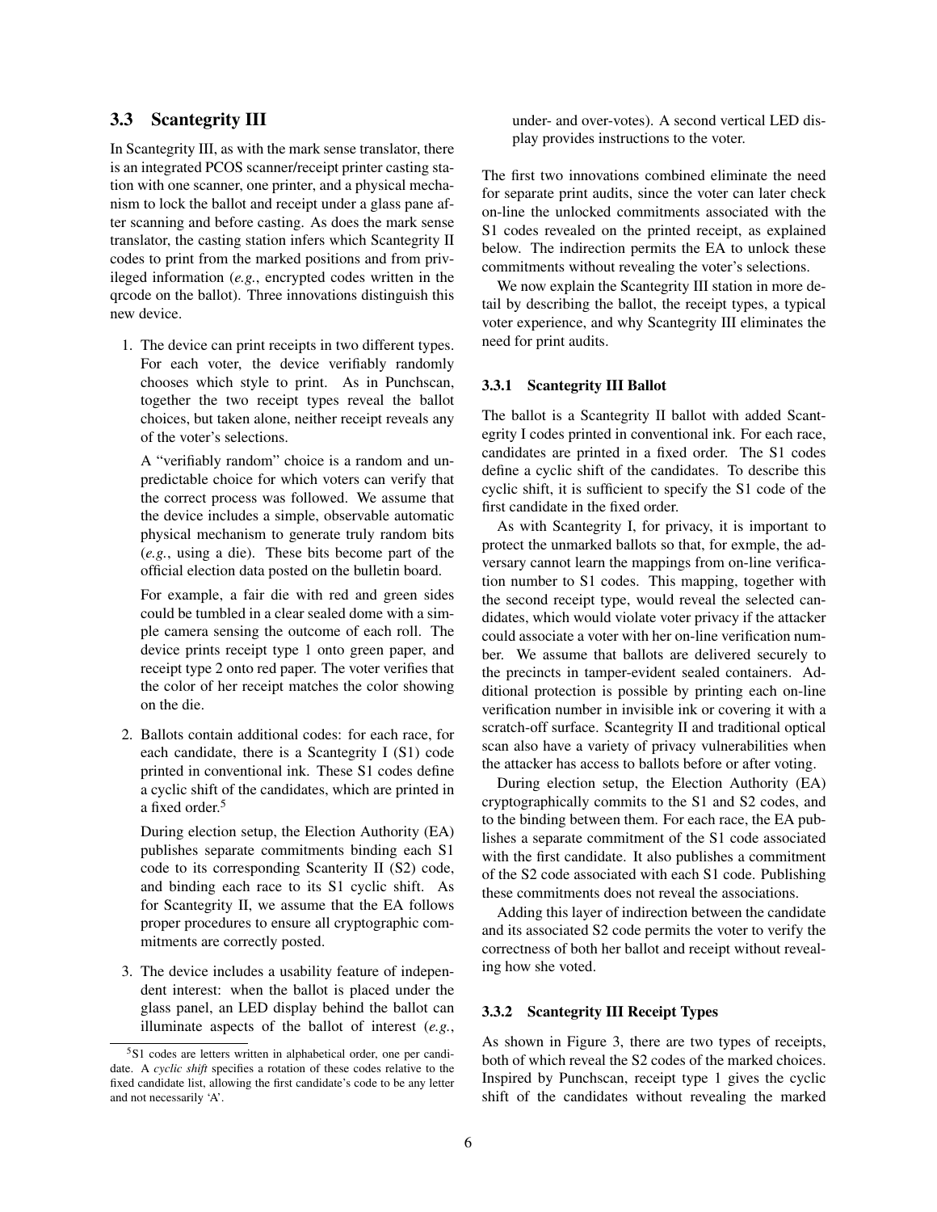### 3.3 Scantegrity III

In Scantegrity III, as with the mark sense translator, there is an integrated PCOS scanner/receipt printer casting station with one scanner, one printer, and a physical mechanism to lock the ballot and receipt under a glass pane after scanning and before casting. As does the mark sense translator, the casting station infers which Scantegrity II codes to print from the marked positions and from privileged information (*e.g.*, encrypted codes written in the qrcode on the ballot). Three innovations distinguish this new device.

1. The device can print receipts in two different types. For each voter, the device verifiably randomly chooses which style to print. As in Punchscan, together the two receipt types reveal the ballot choices, but taken alone, neither receipt reveals any of the voter's selections.

   A "verifiably random" choice is a random and unpredictable choice for which voters can verify that the correct process was followed. We assume that the device includes a simple, observable automatic physical mechanism to generate truly random bits (*e.g.*, using a die). These bits become part of the official election data posted on the bulletin board.

   For example, a fair die with red and green sides could be tumbled in a clear sealed dome with a simple camera sensing the outcome of each roll. The device prints receipt type 1 onto green paper, and receipt type 2 onto red paper. The voter verifies that the color of her receipt matches the color showing on the die.

2. Ballots contain additional codes: for each race, for each candidate, there is a Scantegrity I (S1) code printed in conventional ink. These S1 codes define a cyclic shift of the candidates, which are printed in a fixed order.[5]

   During election setup, the Election Authority (EA) publishes separate commitments binding each S1 code to its corresponding Scanterity II (S2) code, and binding each race to its S1 cyclic shift. As for Scantegrity II, we assume that the EA follows proper procedures to ensure all cryptographic commitments are correctly posted.

3. The device includes a usability feature of independent interest: when the ballot is placed under the glass panel, an LED display behind the ballot can illuminate aspects of the ballot of interest (*e.g.*, under- and over-votes). A second vertical LED display provides instructions to the voter.

The first two innovations combined eliminate the need for separate print audits, since the voter can later check on-line the unlocked commitments associated with the S1 codes revealed on the printed receipt, as explained below. The indirection permits the EA to unlock these commitments without revealing the voter's selections.

We now explain the Scantegrity III station in more detail by describing the ballot, the receipt types, a typical voter experience, and why Scantegrity III eliminates the need for print audits.

#### 3.3.1 Scantegrity III Ballot

The ballot is a Scantegrity II ballot with added Scantegrity I codes printed in conventional ink. For each race, candidates are printed in a fixed order. The S1 codes define a cyclic shift of the candidates. To describe this cyclic shift, it is sufficient to specify the S1 code of the first candidate in the fixed order.

As with Scantegrity I, for privacy, it is important to protect the unmarked ballots so that, for exmple, the adversary cannot learn the mappings from on-line verification number to S1 codes. This mapping, together with the second receipt type, would reveal the selected candidates, which would violate voter privacy if the attacker could associate a voter with her on-line verification number. We assume that ballots are delivered securely to the precincts in tamper-evident sealed containers. Additional protection is possible by printing each on-line verification number in invisible ink or covering it with a scratch-off surface. Scantegrity II and traditional optical scan also have a variety of privacy vulnerabilities when the attacker has access to ballots before or after voting.

During election setup, the Election Authority (EA) cryptographically commits to the S1 and S2 codes, and to the binding between them. For each race, the EA publishes a separate commitment of the S1 code associated with the first candidate. It also publishes a commitment of the S2 code associated with each S1 code. Publishing these commitments does not reveal the associations.

Adding this layer of indirection between the candidate and its associated S2 code permits the voter to verify the correctness of both her ballot and receipt without revealing how she voted.

#### 3.3.2 Scantegrity III Receipt Types

As shown in Figure 3, there are two types of receipts, both of which reveal the S2 codes of the marked choices. Inspired by Punchscan, receipt type 1 gives the cyclic shift of the candidates without revealing the marked

[5] S1 codes are letters written in alphabetical order, one per candidate. A *cyclic shift* specifies a rotation of these codes relative to the fixed candidate list, allowing the first candidate's code to be any letter and not necessarily 'A'.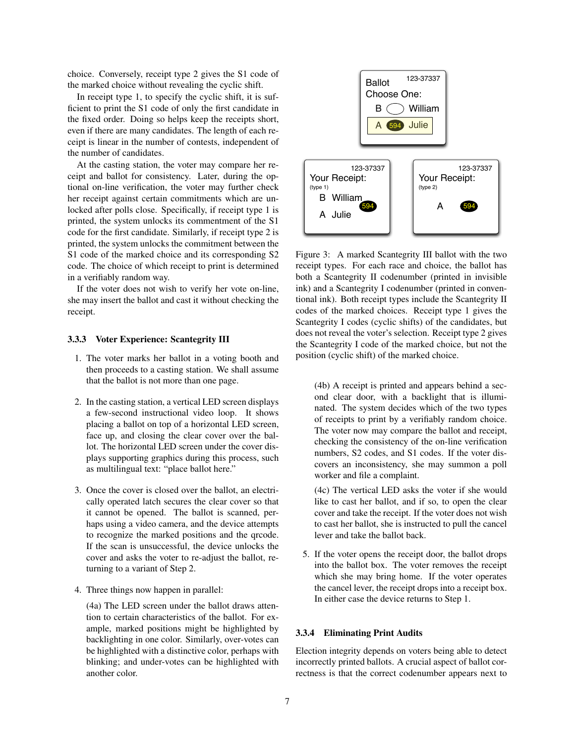choice. Conversely, receipt type 2 gives the S1 code of the marked choice without revealing the cyclic shift.

In receipt type 1, to specify the cyclic shift, it is sufficient to print the S1 code of only the first candidate in the fixed order. Doing so helps keep the receipts short, even if there are many candidates. The length of each receipt is linear in the number of contests, independent of the number of candidates.

At the casting station, the voter may compare her receipt and ballot for consistency. Later, during the optional on-line verification, the voter may further check her receipt against certain commitments which are unlocked after polls close. Specifically, if receipt type 1 is printed, the system unlocks its commentment of the S1 code for the first candidate. Similarly, if receipt type 2 is printed, the system unlocks the commitment between the S1 code of the marked choice and its corresponding S2 code. The choice of which receipt to print is determined in a verifiably random way.

If the voter does not wish to verify her vote on-line, she may insert the ballot and cast it without checking the receipt.

### 3.3.3 Voter Experience: Scantegrity III

1. The voter marks her ballot in a voting booth and then proceeds to a casting station. We shall assume that the ballot is not more than one page.

2. In the casting station, a vertical LED screen displays a few-second instructional video loop. It shows placing a ballot on top of a horizontal LED screen, face up, and closing the clear cover over the ballot. The horizontal LED screen under the cover displays supporting graphics during this process, such as multilingual text: "place ballot here."

3. Once the cover is closed over the ballot, an electrically operated latch secures the clear cover so that it cannot be opened. The ballot is scanned, perhaps using a video camera, and the device attempts to recognize the marked positions and the qrcode. If the scan is unsuccessful, the device unlocks the cover and asks the voter to re-adjust the ballot, returning to a variant of Step 2.

4. Three things now happen in parallel:

   (4a) The LED screen under the ballot draws attention to certain characteristics of the ballot. For example, marked positions might be highlighted by backlighting in one color. Similarly, over-votes can be highlighted with a distinctive color, perhaps with blinking; and under-votes can be highlighted with another color.

   (4b) A receipt is printed and appears behind a second clear door, with a backlight that is illuminated. The system decides which of the two types of receipts to print by a verifiably random choice. The voter now may compare the ballot and receipt, checking the consistency of the on-line verification numbers, S2 codes, and S1 codes. If the voter discovers an inconsistency, she may summon a poll worker and file a complaint.

   (4c) The vertical LED asks the voter if she would like to cast her ballot, and if so, to open the clear cover and take the receipt. If the voter does not wish to cast her ballot, she is instructed to pull the cancel lever and take the ballot back.

5. If the voter opens the receipt door, the ballot drops into the ballot box. The voter removes the receipt which she may bring home. If the voter operates the cancel lever, the receipt drops into a receipt box. In either case the device returns to Step 1.

Ballot 123-37337
Choose One:
B ◯ William
A 594 Julie

123-37337
Your Receipt:
(type 1)
B William 594
A Julie

123-37337
Your Receipt:
(type 2)
A 594

Figure 3: A marked Scantegrity III ballot with the two receipt types. For each race and choice, the ballot has both a Scantegrity II codenumber (printed in invisible ink) and a Scantegrity I codenumber (printed in conventional ink). Both receipt types include the Scantegrity II codes of the marked choices. Receipt type 1 gives the Scantegrity I codes (cyclic shifts) of the candidates, but does not reveal the voter's selection. Receipt type 2 gives the Scantegrity I code of the marked choice, but not the position (cyclic shift) of the marked choice.

### 3.3.4 Eliminating Print Audits

Election integrity depends on voters being able to detect incorrectly printed ballots. A crucial aspect of ballot correctness is that the correct codenumber appears next to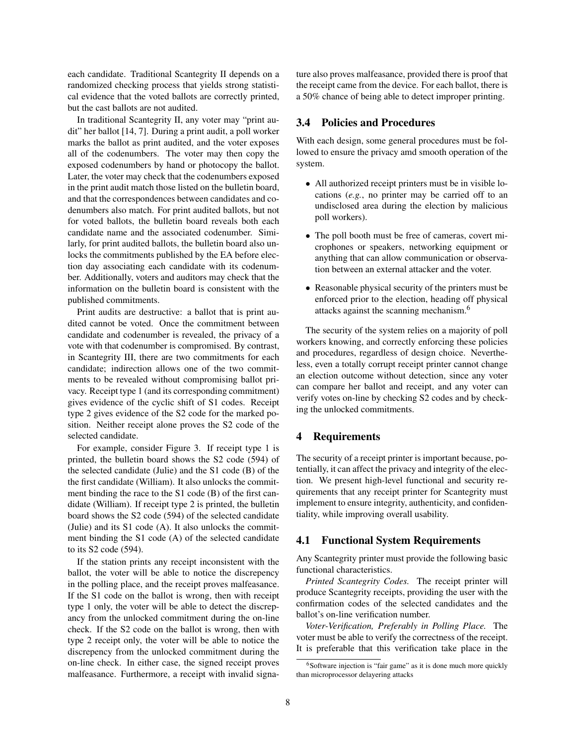each candidate. Traditional Scantegrity II depends on a randomized checking process that yields strong statistical evidence that the voted ballots are correctly printed, but the cast ballots are not audited.

In traditional Scantegrity II, any voter may "print audit" her ballot [14, 7]. During a print audit, a poll worker marks the ballot as print audited, and the voter exposes all of the codenumbers. The voter may then copy the exposed codenumbers by hand or photocopy the ballot. Later, the voter may check that the codenumbers exposed in the print audit match those listed on the bulletin board, and that the correspondences between candidates and codenumbers also match. For print audited ballots, but not for voted ballots, the bulletin board reveals both each candidate name and the associated codenumber. Similarly, for print audited ballots, the bulletin board also unlocks the commitments published by the EA before election day associating each candidate with its codenumber. Additionally, voters and auditors may check that the information on the bulletin board is consistent with the published commitments.

Print audits are destructive: a ballot that is print audited cannot be voted. Once the commitment between candidate and codenumber is revealed, the privacy of a vote with that codenumber is compromised. By contrast, in Scantegrity III, there are two commitments for each candidate; indirection allows one of the two commitments to be revealed without compromising ballot privacy. Receipt type 1 (and its corresponding commitment) gives evidence of the cyclic shift of S1 codes. Receipt type 2 gives evidence of the S2 code for the marked position. Neither receipt alone proves the S2 code of the selected candidate.

For example, consider Figure 3. If receipt type 1 is printed, the bulletin board shows the S2 code (594) of the selected candidate (Julie) and the S1 code (B) of the the first candidate (William). It also unlocks the commitment binding the race to the S1 code (B) of the first candidate (William). If receipt type 2 is printed, the bulletin board shows the S2 code (594) of the selected candidate (Julie) and its S1 code (A). It also unlocks the commitment binding the S1 code (A) of the selected candidate to its S2 code (594).

If the station prints any receipt inconsistent with the ballot, the voter will be able to notice the discrepancy in the polling place, and the receipt proves malfeasance. If the S1 code on the ballot is wrong, then with receipt type 1 only, the voter will be able to detect the discrepancy from the unlocked commitment during the on-line check. If the S2 code on the ballot is wrong, then with type 2 receipt only, the voter will be able to notice the discrepency from the unlocked commitment during the on-line check. In either case, the signed receipt proves malfeasance. Furthermore, a receipt with invalid signature also proves malfeasance, provided there is proof that the receipt came from the device. For each ballot, there is a 50% chance of being able to detect improper printing.

### 3.4 Policies and Procedures

With each design, some general procedures must be followed to ensure the privacy amd smooth operation of the system.

- All authorized receipt printers must be in visible locations (*e.g.*, no printer may be carried off to an undisclosed area during the election by malicious poll workers).
- The poll booth must be free of cameras, covert microphones or speakers, networking equipment or anything that can allow communication or observation between an external attacker and the voter.
- Reasonable physical security of the printers must be enforced prior to the election, heading off physical attacks against the scanning mechanism.[6]

The security of the system relies on a majority of poll workers knowing, and correctly enforcing these policies and procedures, regardless of design choice. Nevertheless, even a totally corrupt receipt printer cannot change an election outcome without detection, since any voter can compare her ballot and receipt, and any voter can verify votes on-line by checking S2 codes and by checking the unlocked commitments.

## 4 Requirements

The security of a receipt printer is important because, potentially, it can affect the privacy and integrity of the election. We present high-level functional and security requirements that any receipt printer for Scantegrity must implement to ensure integrity, authenticity, and confidentiality, while improving overall usability.

### 4.1 Functional System Requirements

Any Scantegrity printer must provide the following basic functional characteristics.

*Printed Scantegrity Codes.* The receipt printer will produce Scantegrity receipts, providing the user with the confirmation codes of the selected candidates and the ballot's on-line verification number.

*Voter-Verification, Preferably in Polling Place.* The voter must be able to verify the correctness of the receipt. It is preferable that this verification take place in the

[6] Software injection is "fair game" as it is done much more quickly than microprocessor delayering attacks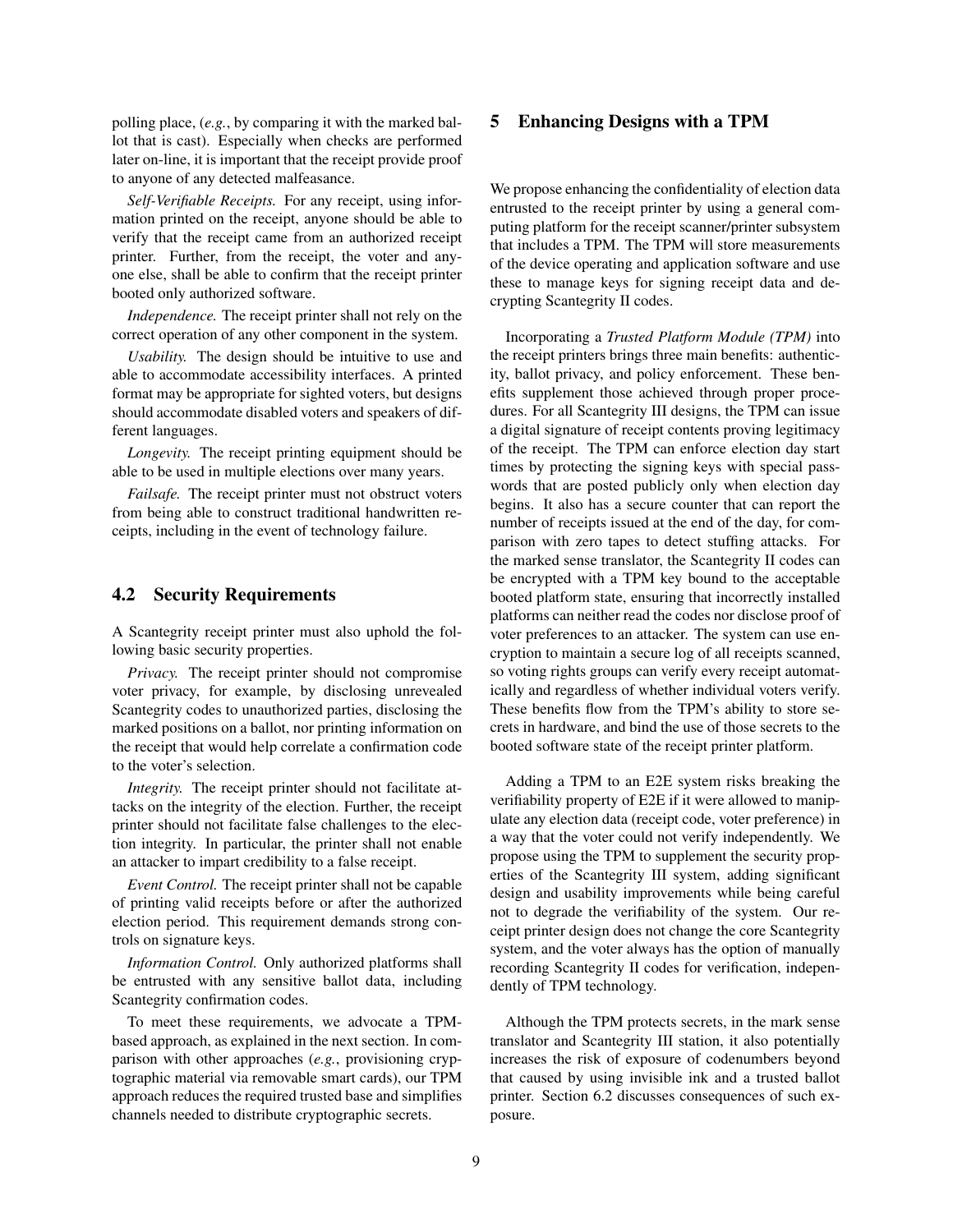polling place, (*e.g.*, by comparing it with the marked ballot that is cast). Especially when checks are performed later on-line, it is important that the receipt provide proof to anyone of any detected malfeasance.

*Self-Verifiable Receipts.* For any receipt, using information printed on the receipt, anyone should be able to verify that the receipt came from an authorized receipt printer. Further, from the receipt, the voter and anyone else, shall be able to confirm that the receipt printer booted only authorized software.

*Independence.* The receipt printer shall not rely on the correct operation of any other component in the system.

*Usability.* The design should be intuitive to use and able to accommodate accessibility interfaces. A printed format may be appropriate for sighted voters, but designs should accommodate disabled voters and speakers of different languages.

*Longevity.* The receipt printing equipment should be able to be used in multiple elections over many years.

*Failsafe.* The receipt printer must not obstruct voters from being able to construct traditional handwritten receipts, including in the event of technology failure.

## 4.2 Security Requirements

A Scantegrity receipt printer must also uphold the following basic security properties.

*Privacy.* The receipt printer should not compromise voter privacy, for example, by disclosing unrevealed Scantegrity codes to unauthorized parties, disclosing the marked positions on a ballot, nor printing information on the receipt that would help correlate a confirmation code to the voter's selection.

*Integrity.* The receipt printer should not facilitate attacks on the integrity of the election. Further, the receipt printer should not facilitate false challenges to the election integrity. In particular, the printer shall not enable an attacker to impart credibility to a false receipt.

*Event Control.* The receipt printer shall not be capable of printing valid receipts before or after the authorized election period. This requirement demands strong controls on signature keys.

*Information Control.* Only authorized platforms shall be entrusted with any sensitive ballot data, including Scantegrity confirmation codes.

To meet these requirements, we advocate a TPM-based approach, as explained in the next section. In comparison with other approaches (*e.g.*, provisioning cryptographic material via removable smart cards), our TPM approach reduces the required trusted base and simplifies channels needed to distribute cryptographic secrets.

# 5 Enhancing Designs with a TPM

We propose enhancing the confidentiality of election data entrusted to the receipt printer by using a general computing platform for the receipt scanner/printer subsystem that includes a TPM. The TPM will store measurements of the device operating and application software and use these to manage keys for signing receipt data and decrypting Scantegrity II codes.

Incorporating a *Trusted Platform Module (TPM)* into the receipt printers brings three main benefits: authenticity, ballot privacy, and policy enforcement. These benefits supplement those achieved through proper procedures. For all Scantegrity III designs, the TPM can issue a digital signature of receipt contents proving legitimacy of the receipt. The TPM can enforce election day start times by protecting the signing keys with special passwords that are posted publicly only when election day begins. It also has a secure counter that can report the number of receipts issued at the end of the day, for comparison with zero tapes to detect stuffing attacks. For the marked sense translator, the Scantegrity II codes can be encrypted with a TPM key bound to the acceptable booted platform state, ensuring that incorrectly installed platforms can neither read the codes nor disclose proof of voter preferences to an attacker. The system can use encryption to maintain a secure log of all receipts scanned, so voting rights groups can verify every receipt automatically and regardless of whether individual voters verify. These benefits flow from the TPM's ability to store secrets in hardware, and bind the use of those secrets to the booted software state of the receipt printer platform.

Adding a TPM to an E2E system risks breaking the verifiability property of E2E if it were allowed to manipulate any election data (receipt code, voter preference) in a way that the voter could not verify independently. We propose using the TPM to supplement the security properties of the Scantegrity III system, adding significant design and usability improvements while being careful not to degrade the verifiability of the system. Our receipt printer design does not change the core Scantegrity system, and the voter always has the option of manually recording Scantegrity II codes for verification, independently of TPM technology.

Although the TPM protects secrets, in the mark sense translator and Scantegrity III station, it also potentially increases the risk of exposure of codenumbers beyond that caused by using invisible ink and a trusted ballot printer. Section 6.2 discusses consequences of such exposure.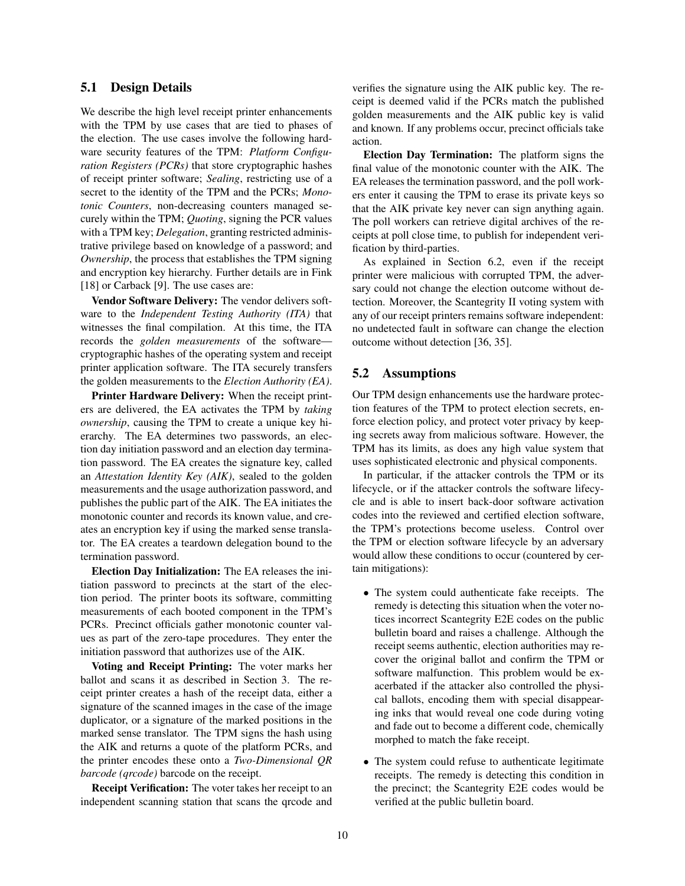## 5.1 Design Details

We describe the high level receipt printer enhancements with the TPM by use cases that are tied to phases of the election. The use cases involve the following hardware security features of the TPM: *Platform Configuration Registers (PCRs)* that store cryptographic hashes of receipt printer software; *Sealing*, restricting use of a secret to the identity of the TPM and the PCRs; *Monotonic Counters*, non-decreasing counters managed securely within the TPM; *Quoting*, signing the PCR values with a TPM key; *Delegation*, granting restricted administrative privilege based on knowledge of a password; and *Ownership*, the process that establishes the TPM signing and encryption key hierarchy. Further details are in Fink [18] or Carback [9]. The use cases are:

**Vendor Software Delivery:** The vendor delivers software to the *Independent Testing Authority (ITA)* that witnesses the final compilation. At this time, the ITA records the *golden measurements* of the software—cryptographic hashes of the operating system and receipt printer application software. The ITA securely transfers the golden measurements to the *Election Authority (EA)*.

**Printer Hardware Delivery:** When the receipt printers are delivered, the EA activates the TPM by *taking ownership*, causing the TPM to create a unique key hierarchy. The EA determines two passwords, an election day initiation password and an election day termination password. The EA creates the signature key, called an *Attestation Identity Key (AIK)*, sealed to the golden measurements and the usage authorization password, and publishes the public part of the AIK. The EA initiates the monotonic counter and records its known value, and creates an encryption key if using the marked sense translator. The EA creates a teardown delegation bound to the termination password.

**Election Day Initialization:** The EA releases the initiation password to precincts at the start of the election period. The printer boots its software, committing measurements of each booted component in the TPM's PCRs. Precinct officials gather monotonic counter values as part of the zero-tape procedures. They enter the initiation password that authorizes use of the AIK.

**Voting and Receipt Printing:** The voter marks her ballot and scans it as described in Section 3. The receipt printer creates a hash of the receipt data, either a signature of the scanned images in the case of the image duplicator, or a signature of the marked positions in the marked sense translator. The TPM signs the hash using the AIK and returns a quote of the platform PCRs, and the printer encodes these onto a *Two-Dimensional QR barcode (qrcode)* barcode on the receipt.

**Receipt Verification:** The voter takes her receipt to an independent scanning station that scans the qrcode and verifies the signature using the AIK public key. The receipt is deemed valid if the PCRs match the published golden measurements and the AIK public key is valid and known. If any problems occur, precinct officials take action.

**Election Day Termination:** The platform signs the final value of the monotonic counter with the AIK. The EA releases the termination password, and the poll workers enter it causing the TPM to erase its private keys so that the AIK private key never can sign anything again. The poll workers can retrieve digital archives of the receipts at poll close time, to publish for independent verification by third-parties.

As explained in Section 6.2, even if the receipt printer were malicious with corrupted TPM, the adversary could not change the election outcome without detection. Moreover, the Scantegrity II voting system with any of our receipt printers remains software independent: no undetected fault in software can change the election outcome without detection [36, 35].

## 5.2 Assumptions

Our TPM design enhancements use the hardware protection features of the TPM to protect election secrets, enforce election policy, and protect voter privacy by keeping secrets away from malicious software. However, the TPM has its limits, as does any high value system that uses sophisticated electronic and physical components.

In particular, if the attacker controls the TPM or its lifecycle, or if the attacker controls the software lifecycle and is able to insert back-door software activation codes into the reviewed and certified election software, the TPM's protections become useless. Control over the TPM or election software lifecycle by an adversary would allow these conditions to occur (countered by certain mitigations):

- The system could authenticate fake receipts. The remedy is detecting this situation when the voter notices incorrect Scantegrity E2E codes on the public bulletin board and raises a challenge. Although the receipt seems authentic, election authorities may recover the original ballot and confirm the TPM or software malfunction. This problem would be exacerbated if the attacker also controlled the physical ballots, encoding them with special disappearing inks that would reveal one code during voting and fade out to become a different code, chemically morphed to match the fake receipt.
- The system could refuse to authenticate legitimate receipts. The remedy is detecting this condition in the precinct; the Scantegrity E2E codes would be verified at the public bulletin board.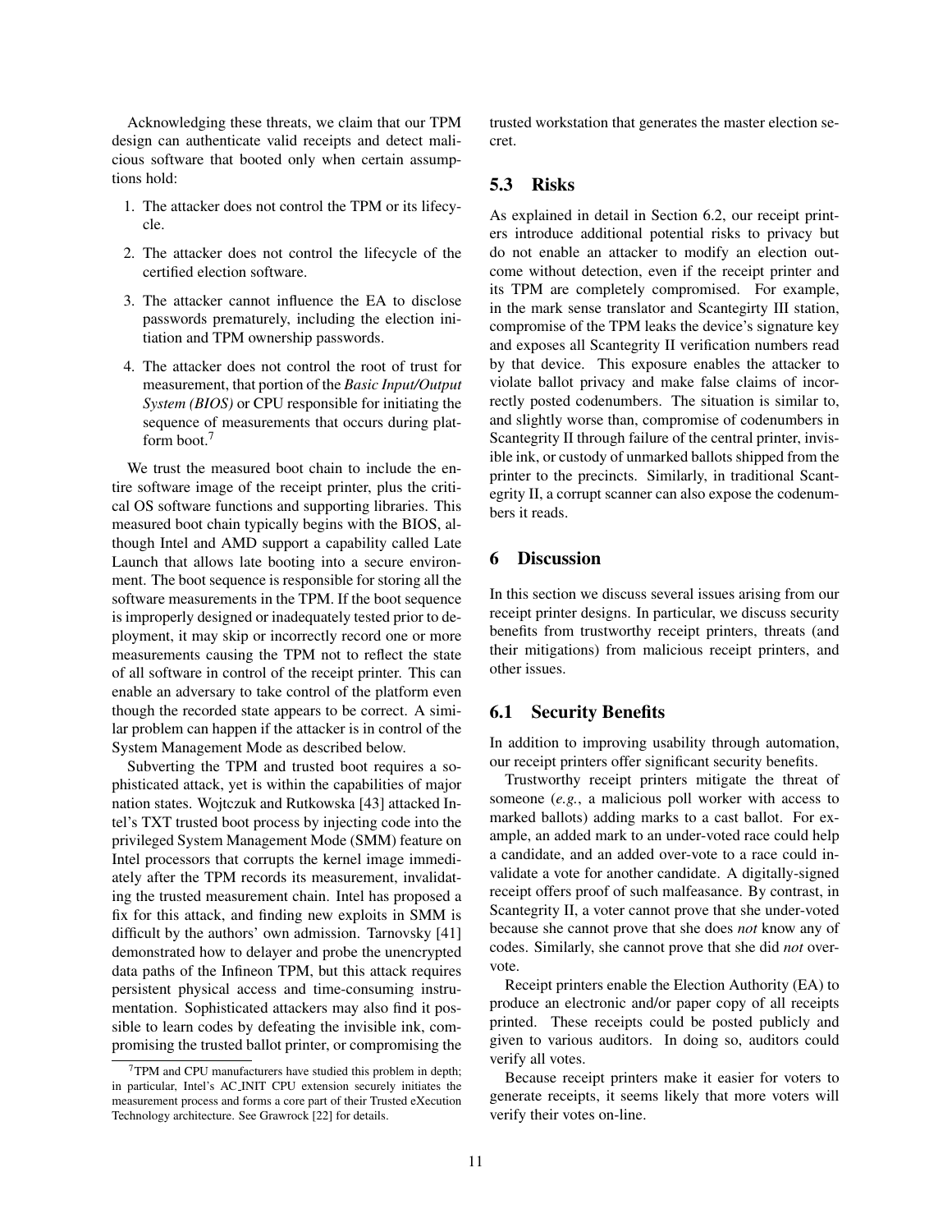Acknowledging these threats, we claim that our TPM design can authenticate valid receipts and detect malicious software that booted only when certain assumptions hold:

1. The attacker does not control the TPM or its lifecycle.
2. The attacker does not control the lifecycle of the certified election software.
3. The attacker cannot influence the EA to disclose passwords prematurely, including the election initiation and TPM ownership passwords.
4. The attacker does not control the root of trust for measurement, that portion of the *Basic Input/Output System (BIOS)* or CPU responsible for initiating the sequence of measurements that occurs during platform boot.[7]

We trust the measured boot chain to include the entire software image of the receipt printer, plus the critical OS software functions and supporting libraries. This measured boot chain typically begins with the BIOS, although Intel and AMD support a capability called Late Launch that allows late booting into a secure environment. The boot sequence is responsible for storing all the software measurements in the TPM. If the boot sequence is improperly designed or inadequately tested prior to deployment, it may skip or incorrectly record one or more measurements causing the TPM not to reflect the state of all software in control of the receipt printer. This can enable an adversary to take control of the platform even though the recorded state appears to be correct. A similar problem can happen if the attacker is in control of the System Management Mode as described below.

Subverting the TPM and trusted boot requires a sophisticated attack, yet is within the capabilities of major nation states. Wojtczuk and Rutkowska [43] attacked Intel's TXT trusted boot process by injecting code into the privileged System Management Mode (SMM) feature on Intel processors that corrupts the kernel image immediately after the TPM records its measurement, invalidating the trusted measurement chain. Intel has proposed a fix for this attack, and finding new exploits in SMM is difficult by the authors' own admission. Tarnovsky [41] demonstrated how to delayer and probe the unencrypted data paths of the Infineon TPM, but this attack requires persistent physical access and time-consuming instrumentation. Sophisticated attackers may also find it possible to learn codes by defeating the invisible ink, compromising the trusted ballot printer, or compromising the trusted workstation that generates the master election secret.

[7] TPM and CPU manufacturers have studied this problem in depth; in particular, Intel's AC_INIT CPU extension securely initiates the measurement process and forms a core part of their Trusted eXecution Technology architecture. See Grawrock [22] for details.

## 5.3 Risks

As explained in detail in Section 6.2, our receipt printers introduce additional potential risks to privacy but do not enable an attacker to modify an election outcome without detection, even if the receipt printer and its TPM are completely compromised. For example, in the mark sense translator and Scantegirty III station, compromise of the TPM leaks the device's signature key and exposes all Scantegrity II verification numbers read by that device. This exposure enables the attacker to violate ballot privacy and make false claims of incorrectly posted codenumbers. The situation is similar to, and slightly worse than, compromise of codenumbers in Scantegrity II through failure of the central printer, invisible ink, or custody of unmarked ballots shipped from the printer to the precincts. Similarly, in traditional Scantegrity II, a corrupt scanner can also expose the codenumbers it reads.

# 6 Discussion

In this section we discuss several issues arising from our receipt printer designs. In particular, we discuss security benefits from trustworthy receipt printers, threats (and their mitigations) from malicious receipt printers, and other issues.

## 6.1 Security Benefits

In addition to improving usability through automation, our receipt printers offer significant security benefits.

Trustworthy receipt printers mitigate the threat of someone (*e.g.*, a malicious poll worker with access to marked ballots) adding marks to a cast ballot. For example, an added mark to an under-voted race could help a candidate, and an added over-vote to a race could invalidate a vote for another candidate. A digitally-signed receipt offers proof of such malfeasance. By contrast, in Scantegrity II, a voter cannot prove that she under-voted because she cannot prove that she does *not* know any of codes. Similarly, she cannot prove that she did *not* over-vote.

Receipt printers enable the Election Authority (EA) to produce an electronic and/or paper copy of all receipts printed. These receipts could be posted publicly and given to various auditors. In doing so, auditors could verify all votes.

Because receipt printers make it easier for voters to generate receipts, it seems likely that more voters will verify their votes on-line.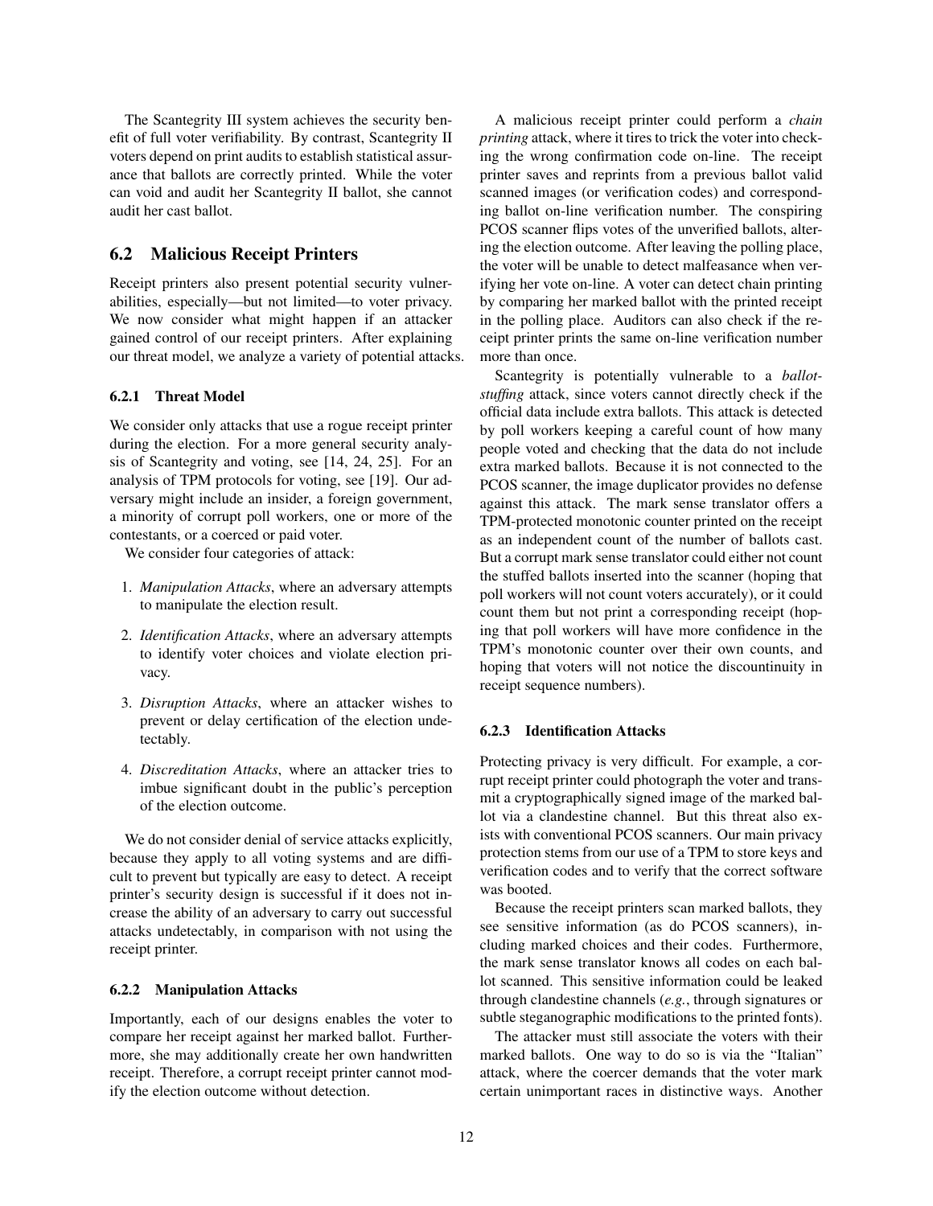The Scantegrity III system achieves the security benefit of full voter verifiability. By contrast, Scantegrity II voters depend on print audits to establish statistical assurance that ballots are correctly printed. While the voter can void and audit her Scantegrity II ballot, she cannot audit her cast ballot.

## 6.2 Malicious Receipt Printers

Receipt printers also present potential security vulnerabilities, especially—but not limited—to voter privacy. We now consider what might happen if an attacker gained control of our receipt printers. After explaining our threat model, we analyze a variety of potential attacks.

### 6.2.1 Threat Model

We consider only attacks that use a rogue receipt printer during the election. For a more general security analysis of Scantegrity and voting, see [14, 24, 25]. For an analysis of TPM protocols for voting, see [19]. Our adversary might include an insider, a foreign government, a minority of corrupt poll workers, one or more of the contestants, or a coerced or paid voter.

We consider four categories of attack:

1. *Manipulation Attacks*, where an adversary attempts to manipulate the election result.
2. *Identification Attacks*, where an adversary attempts to identify voter choices and violate election privacy.
3. *Disruption Attacks*, where an attacker wishes to prevent or delay certification of the election undetectably.
4. *Discreditation Attacks*, where an attacker tries to imbue significant doubt in the public's perception of the election outcome.

We do not consider denial of service attacks explicitly, because they apply to all voting systems and are difficult to prevent but typically are easy to detect. A receipt printer's security design is successful if it does not increase the ability of an adversary to carry out successful attacks undetectably, in comparison with not using the receipt printer.

### 6.2.2 Manipulation Attacks

Importantly, each of our designs enables the voter to compare her receipt against her marked ballot. Furthermore, she may additionally create her own handwritten receipt. Therefore, a corrupt receipt printer cannot modify the election outcome without detection.

A malicious receipt printer could perform a *chain printing* attack, where it tires to trick the voter into checking the wrong confirmation code on-line. The receipt printer saves and reprints from a previous ballot valid scanned images (or verification codes) and corresponding ballot on-line verification number. The conspiring PCOS scanner flips votes of the unverified ballots, altering the election outcome. After leaving the polling place, the voter will be unable to detect malfeasance when verifying her vote on-line. A voter can detect chain printing by comparing her marked ballot with the printed receipt in the polling place. Auditors can also check if the receipt printer prints the same on-line verification number more than once.

Scantegrity is potentially vulnerable to a *ballot-stuffing* attack, since voters cannot directly check if the official data include extra ballots. This attack is detected by poll workers keeping a careful count of how many people voted and checking that the data do not include extra marked ballots. Because it is not connected to the PCOS scanner, the image duplicator provides no defense against this attack. The mark sense translator offers a TPM-protected monotonic counter printed on the receipt as an independent count of the number of ballots cast. But a corrupt mark sense translator could either not count the stuffed ballots inserted into the scanner (hoping that poll workers will not count voters accurately), or it could count them but not print a corresponding receipt (hoping that poll workers will have more confidence in the TPM's monotonic counter over their own counts, and hoping that voters will not notice the discountinuity in receipt sequence numbers).

### 6.2.3 Identification Attacks

Protecting privacy is very difficult. For example, a corrupt receipt printer could photograph the voter and transmit a cryptographically signed image of the marked ballot via a clandestine channel. But this threat also exists with conventional PCOS scanners. Our main privacy protection stems from our use of a TPM to store keys and verification codes and to verify that the correct software was booted.

Because the receipt printers scan marked ballots, they see sensitive information (as do PCOS scanners), including marked choices and their codes. Furthermore, the mark sense translator knows all codes on each ballot scanned. This sensitive information could be leaked through clandestine channels (*e.g.*, through signatures or subtle steganographic modifications to the printed fonts).

The attacker must still associate the voters with their marked ballots. One way to do so is via the "Italian" attack, where the coercer demands that the voter mark certain unimportant races in distinctive ways. Another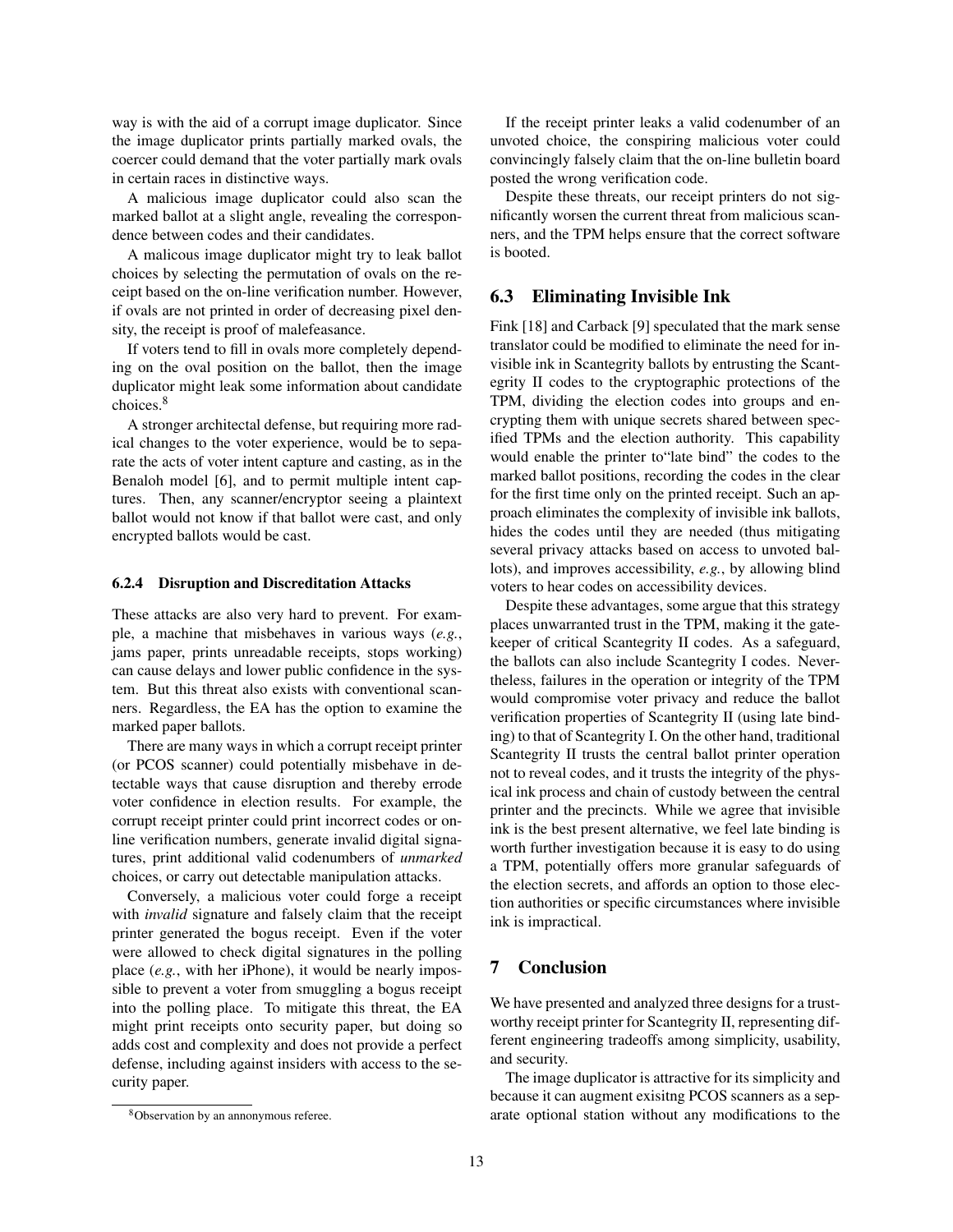way is with the aid of a corrupt image duplicator. Since the image duplicator prints partially marked ovals, the coercer could demand that the voter partially mark ovals in certain races in distinctive ways.

A malicious image duplicator could also scan the marked ballot at a slight angle, revealing the correspondence between codes and their candidates.

A malicous image duplicator might try to leak ballot choices by selecting the permutation of ovals on the receipt based on the on-line verification number. However, if ovals are not printed in order of decreasing pixel density, the receipt is proof of malefeasance.

If voters tend to fill in ovals more completely depending on the oval position on the ballot, then the image duplicator might leak some information about candidate choices.[8]

A stronger architectal defense, but requiring more radical changes to the voter experience, would be to separate the acts of voter intent capture and casting, as in the Benaloh model [6], and to permit multiple intent captures. Then, any scanner/encryptor seeing a plaintext ballot would not know if that ballot were cast, and only encrypted ballots would be cast.

#### 6.2.4 Disruption and Discreditation Attacks

These attacks are also very hard to prevent. For example, a machine that misbehaves in various ways (*e.g.*, jams paper, prints unreadable receipts, stops working) can cause delays and lower public confidence in the system. But this threat also exists with conventional scanners. Regardless, the EA has the option to examine the marked paper ballots.

There are many ways in which a corrupt receipt printer (or PCOS scanner) could potentially misbehave in detectable ways that cause disruption and thereby errode voter confidence in election results. For example, the corrupt receipt printer could print incorrect codes or on-line verification numbers, generate invalid digital signatures, print additional valid codenumbers of *unmarked* choices, or carry out detectable manipulation attacks.

Conversely, a malicious voter could forge a receipt with *invalid* signature and falsely claim that the receipt printer generated the bogus receipt. Even if the voter were allowed to check digital signatures in the polling place (*e.g.*, with her iPhone), it would be nearly impossible to prevent a voter from smuggling a bogus receipt into the polling place. To mitigate this threat, the EA might print receipts onto security paper, but doing so adds cost and complexity and does not provide a perfect defense, including against insiders with access to the security paper.

[8] Observation by an annonymous referee.

If the receipt printer leaks a valid codenumber of an unvoted choice, the conspiring malicious voter could convincingly falsely claim that the on-line bulletin board posted the wrong verification code.

Despite these threats, our receipt printers do not significantly worsen the current threat from malicious scanners, and the TPM helps ensure that the correct software is booted.

### 6.3 Eliminating Invisible Ink

Fink [18] and Carback [9] speculated that the mark sense translator could be modified to eliminate the need for invisible ink in Scantegrity ballots by entrusting the Scantegrity II codes to the cryptographic protections of the TPM, dividing the election codes into groups and encrypting them with unique secrets shared between specified TPMs and the election authority. This capability would enable the printer to"late bind" the codes to the marked ballot positions, recording the codes in the clear for the first time only on the printed receipt. Such an approach eliminates the complexity of invisible ink ballots, hides the codes until they are needed (thus mitigating several privacy attacks based on access to unvoted ballots), and improves accessibility, *e.g.*, by allowing blind voters to hear codes on accessibility devices.

Despite these advantages, some argue that this strategy places unwarranted trust in the TPM, making it the gatekeeper of critical Scantegrity II codes. As a safeguard, the ballots can also include Scantegrity I codes. Nevertheless, failures in the operation or integrity of the TPM would compromise voter privacy and reduce the ballot verification properties of Scantegrity II (using late binding) to that of Scantegrity I. On the other hand, traditional Scantegrity II trusts the central ballot printer operation not to reveal codes, and it trusts the integrity of the physical ink process and chain of custody between the central printer and the precincts. While we agree that invisible ink is the best present alternative, we feel late binding is worth further investigation because it is easy to do using a TPM, potentially offers more granular safeguards of the election secrets, and affords an option to those election authorities or specific circumstances where invisible ink is impractical.

## 7 Conclusion

We have presented and analyzed three designs for a trustworthy receipt printer for Scantegrity II, representing different engineering tradeoffs among simplicity, usability, and security.

The image duplicator is attractive for its simplicity and because it can augment exisitng PCOS scanners as a separate optional station without any modifications to the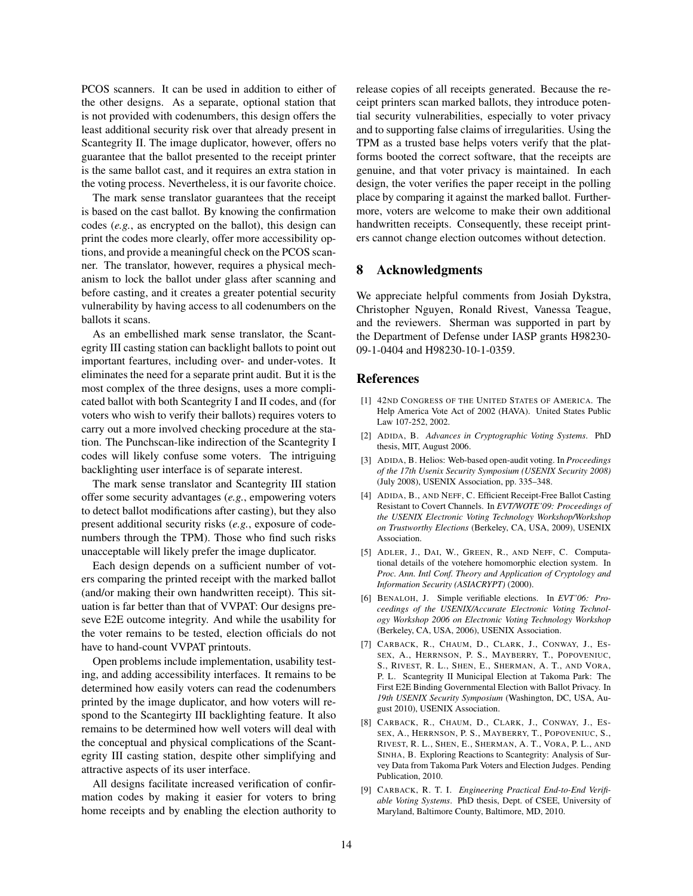PCOS scanners. It can be used in addition to either of the other designs. As a separate, optional station that is not provided with codenumbers, this design offers the least additional security risk over that already present in Scantegrity II. The image duplicator, however, offers no guarantee that the ballot presented to the receipt printer is the same ballot cast, and it requires an extra station in the voting process. Nevertheless, it is our favorite choice.

The mark sense translator guarantees that the receipt is based on the cast ballot. By knowing the confirmation codes (*e.g.*, as encrypted on the ballot), this design can print the codes more clearly, offer more accessibility options, and provide a meaningful check on the PCOS scanner. The translator, however, requires a physical mechanism to lock the ballot under glass after scanning and before casting, and it creates a greater potential security vulnerability by having access to all codenumbers on the ballots it scans.

As an embellished mark sense translator, the Scantegrity III casting station can backlight ballots to point out important feartures, including over- and under-votes. It eliminates the need for a separate print audit. But it is the most complex of the three designs, uses a more complicated ballot with both Scantegrity I and II codes, and (for voters who wish to verify their ballots) requires voters to carry out a more involved checking procedure at the station. The Punchscan-like indirection of the Scantegrity I codes will likely confuse some voters. The intriguing backlighting user interface is of separate interest.

The mark sense translator and Scantegrity III station offer some security advantages (*e.g.*, empowering voters to detect ballot modifications after casting), but they also present additional security risks (*e.g.*, exposure of codenumbers through the TPM). Those who find such risks unacceptable will likely prefer the image duplicator.

Each design depends on a sufficient number of voters comparing the printed receipt with the marked ballot (and/or making their own handwritten receipt). This situation is far better than that of VVPAT: Our designs preseve E2E outcome integrity. And while the usability for the voter remains to be tested, election officials do not have to hand-count VVPAT printouts.

Open problems include implementation, usability testing, and adding accessibility interfaces. It remains to be determined how easily voters can read the codenumbers printed by the image duplicator, and how voters will respond to the Scantegirty III backlighting feature. It also remains to be determined how well voters will deal with the conceptual and physical complications of the Scantegrity III casting station, despite other simplifying and attractive aspects of its user interface.

All designs facilitate increased verification of confirmation codes by making it easier for voters to bring home receipts and by enabling the election authority to release copies of all receipts generated. Because the receipt printers scan marked ballots, they introduce potential security vulnerabilities, especially to voter privacy and to supporting false claims of irregularities. Using the TPM as a trusted base helps voters verify that the platforms booted the correct software, that the receipts are genuine, and that voter privacy is maintained. In each design, the voter verifies the paper receipt in the polling place by comparing it against the marked ballot. Furthermore, voters are welcome to make their own additional handwritten receipts. Consequently, these receipt printers cannot change election outcomes without detection.

## 8 Acknowledgments

We appreciate helpful comments from Josiah Dykstra, Christopher Nguyen, Ronald Rivest, Vanessa Teague, and the reviewers. Sherman was supported in part by the Department of Defense under IASP grants H98230-09-1-0404 and H98230-10-1-0359.

## References

[1] 42ND CONGRESS OF THE UNITED STATES OF AMERICA. The Help America Vote Act of 2002 (HAVA). United States Public Law 107-252, 2002.

[2] ADIDA, B. *Advances in Cryptographic Voting Systems*. PhD thesis, MIT, August 2006.

[3] ADIDA, B. Helios: Web-based open-audit voting. In *Proceedings of the 17th Usenix Security Symposium (USENIX Security 2008)* (July 2008), USENIX Association, pp. 335–348.

[4] ADIDA, B., AND NEFF, C. Efficient Receipt-Free Ballot Casting Resistant to Covert Channels. In *EVT/WOTE'09: Proceedings of the USENIX Electronic Voting Technology Workshop/Workshop on Trustworthy Elections* (Berkeley, CA, USA, 2009), USENIX Association.

[5] ADLER, J., DAI, W., GREEN, R., AND NEFF, C. Computational details of the votehere homomorphic election system. In *Proc. Ann. Intl Conf. Theory and Application of Cryptology and Information Security (ASIACRYPT)* (2000).

[6] BENALOH, J. Simple verifiable elections. In *EVT'06: Proceedings of the USENIX/Accurate Electronic Voting Technology Workshop 2006 on Electronic Voting Technology Workshop* (Berkeley, CA, USA, 2006), USENIX Association.

[7] CARBACK, R., CHAUM, D., CLARK, J., CONWAY, J., ESSEX, A., HERRNSON, P. S., MAYBERRY, T., POPOVENIUC, S., RIVEST, R. L., SHEN, E., SHERMAN, A. T., AND VORA, P. L. Scantegrity II Municipal Election at Takoma Park: The First E2E Binding Governmental Election with Ballot Privacy. In *19th USENIX Security Symposium* (Washington, DC, USA, August 2010), USENIX Association.

[8] CARBACK, R., CHAUM, D., CLARK, J., CONWAY, J., ESSEX, A., HERRNSON, P. S., MAYBERRY, T., POPOVENIUC, S., RIVEST, R. L., SHEN, E., SHERMAN, A. T., VORA, P. L., AND SINHA, B. Exploring Reactions to Scantegrity: Analysis of Survey Data from Takoma Park Voters and Election Judges. Pending Publication, 2010.

[9] CARBACK, R. T. I. *Engineering Practical End-to-End Verifiable Voting Systems*. PhD thesis, Dept. of CSEE, University of Maryland, Baltimore County, Baltimore, MD, 2010.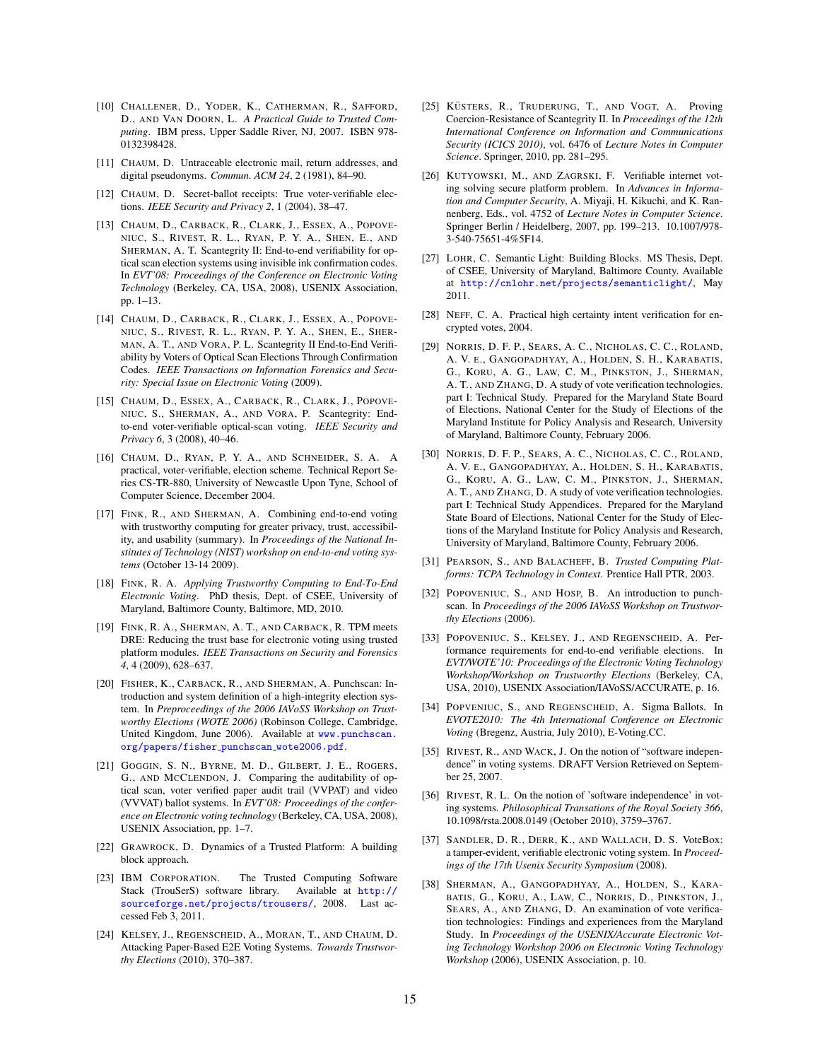[10] Challener, D., Yoder, K., Catherman, R., Safford, D., and Van Doorn, L. *A Practical Guide to Trusted Computing*. IBM press, Upper Saddle River, NJ, 2007. ISBN 978-0132398428.

[11] Chaum, D. Untraceable electronic mail, return addresses, and digital pseudonyms. *Commun. ACM 24*, 2 (1981), 84–90.

[12] Chaum, D. Secret-ballot receipts: True voter-verifiable elections. *IEEE Security and Privacy 2*, 1 (2004), 38–47.

[13] Chaum, D., Carback, R., Clark, J., Essex, A., Popoveniuc, S., Rivest, R. L., Ryan, P. Y. A., Shen, E., and Sherman, A. T. Scantegrity II: End-to-end verifiability for optical scan election systems using invisible ink confirmation codes. In *EVT'08: Proceedings of the Conference on Electronic Voting Technology* (Berkeley, CA, USA, 2008), USENIX Association, pp. 1–13.

[14] Chaum, D., Carback, R., Clark, J., Essex, A., Popoveniuc, S., Rivest, R. L., Ryan, P. Y. A., Shen, E., Sherman, A. T., and Vora, P. L. Scantegrity II End-to-End Verifiability by Voters of Optical Scan Elections Through Confirmation Codes. *IEEE Transactions on Information Forensics and Security: Special Issue on Electronic Voting* (2009).

[15] Chaum, D., Essex, A., Carback, R., Clark, J., Popoveniuc, S., Sherman, A., and Vora, P. Scantegrity: End-to-end voter-verifiable optical-scan voting. *IEEE Security and Privacy 6*, 3 (2008), 40–46.

[16] Chaum, D., Ryan, P. Y. A., and Schneider, S. A. A practical, voter-verifiable, election scheme. Technical Report Series CS-TR-880, University of Newcastle Upon Tyne, School of Computer Science, December 2004.

[17] Fink, R., and Sherman, A. Combining end-to-end voting with trustworthy computing for greater privacy, trust, accessibility, and usability (summary). In *Proceedings of the National Institutes of Technology (NIST) workshop on end-to-end voting systems* (October 13-14 2009).

[18] Fink, R. A. *Applying Trustworthy Computing to End-To-End Electronic Voting*. PhD thesis, Dept. of CSEE, University of Maryland, Baltimore County, Baltimore, MD, 2010.

[19] Fink, R. A., Sherman, A. T., and Carback, R. TPM meets DRE: Reducing the trust base for electronic voting using trusted platform modules. *IEEE Transactions on Security and Forensics 4*, 4 (2009), 628–637.

[20] Fisher, K., Carback, R., and Sherman, A. Punchscan: Introduction and system definition of a high-integrity election system. In *Preproceedings of the 2006 IAVoSS Workshop on Trustworthy Elections (WOTE 2006)* (Robinson College, Cambridge, United Kingdom, June 2006). Available at www.punchscan.org/papers/fisher_punchscan_wote2006.pdf.

[21] Goggin, S. N., Byrne, M. D., Gilbert, J. E., Rogers, G., and McClendon, J. Comparing the auditability of optical scan, voter verified paper audit trail (VVPAT) and video (VVVAT) ballot systems. In *EVT'08: Proceedings of the conference on Electronic voting technology* (Berkeley, CA, USA, 2008), USENIX Association, pp. 1–7.

[22] Grawrock, D. Dynamics of a Trusted Platform: A building block approach.

[23] IBM Corporation. The Trusted Computing Software Stack (TrouSerS) software library. Available at http://sourceforge.net/projects/trousers/, 2008. Last accessed Feb 3, 2011.

[24] Kelsey, J., Regenscheid, A., Moran, T., and Chaum, D. Attacking Paper-Based E2E Voting Systems. *Towards Trustworthy Elections* (2010), 370–387.

[25] Küsters, R., Truderung, T., and Vogt, A. Proving Coercion-Resistance of Scantegrity II. In *Proceedings of the 12th International Conference on Information and Communications Security (ICICS 2010)*, vol. 6476 of *Lecture Notes in Computer Science*. Springer, 2010, pp. 281–295.

[26] Kutyowski, M., and Zagrski, F. Verifiable internet voting solving secure platform problem. In *Advances in Information and Computer Security*, A. Miyaji, H. Kikuchi, and K. Rannenberg, Eds., vol. 4752 of *Lecture Notes in Computer Science*. Springer Berlin / Heidelberg, 2007, pp. 199–213. 10.1007/978-3-540-75651-4%5F14.

[27] Lohr, C. Semantic Light: Building Blocks. MS Thesis, Dept. of CSEE, University of Maryland, Baltimore County. Available at http://cnlohr.net/projects/semanticlight/, May 2011.

[28] Neff, C. A. Practical high certainty intent verification for encrypted votes, 2004.

[29] Norris, D. F. P., Sears, A. C., Nicholas, C. C., Roland, A. V. E., Gangopadhyay, A., Holden, S. H., Karabatis, G., Koru, A. G., Law, C. M., Pinkston, J., Sherman, A. T., and Zhang, D. A study of vote verification technologies. part I: Technical Study. Prepared for the Maryland State Board of Elections, National Center for the Study of Elections of the Maryland Institute for Policy Analysis and Research, University of Maryland, Baltimore County, February 2006.

[30] Norris, D. F. P., Sears, A. C., Nicholas, C. C., Roland, A. V. E., Gangopadhyay, A., Holden, S. H., Karabatis, G., Koru, A. G., Law, C. M., Pinkston, J., Sherman, A. T., and Zhang, D. A study of vote verification technologies. part I: Technical Study Appendices. Prepared for the Maryland State Board of Elections, National Center for the Study of Elections of the Maryland Institute for Policy Analysis and Research, University of Maryland, Baltimore County, February 2006.

[31] Pearson, S., and Balacheff, B. *Trusted Computing Platforms: TCPA Technology in Context*. Prentice Hall PTR, 2003.

[32] Popoveniuc, S., and Hosp, B. An introduction to punchscan. In *Proceedings of the 2006 IAVoSS Workshop on Trustworthy Elections* (2006).

[33] Popoveniuc, S., Kelsey, J., and Regenscheid, A. Performance requirements for end-to-end verifiable elections. In *EVT/WOTE'10: Proceedings of the Electronic Voting Technology Workshop/Workshop on Trustworthy Elections* (Berkeley, CA, USA, 2010), USENIX Association/IAVoSS/ACCURATE, p. 16.

[34] Popveniuc, S., and Regenscheid, A. Sigma Ballots. In *EVOTE2010: The 4th International Conference on Electronic Voting* (Bregenz, Austria, July 2010), E-Voting.CC.

[35] Rivest, R., and Wack, J. On the notion of "software independence" in voting systems. DRAFT Version Retrieved on September 25, 2007.

[36] Rivest, R. L. On the notion of 'software independence' in voting systems. *Philosophical Transactions of the Royal Society 366*, 10.1098/rsta.2008.0149 (October 2010), 3759–3767.

[37] Sandler, D. R., Derr, K., and Wallach, D. S. VoteBox: a tamper-evident, verifiable electronic voting system. In *Proceedings of the 17th Usenix Security Symposium* (2008).

[38] Sherman, A., Gangopadhyay, A., Holden, S., Karabatis, G., Koru, A., Law, C., Norris, D., Pinkston, J., Sears, A., and Zhang, D. An examination of vote verification technologies: Findings and experiences from the Maryland Study. In *Proceedings of the USENIX/Accurate Electronic Voting Technology Workshop 2006 on Electronic Voting Technology Workshop* (2006), USENIX Association, p. 10.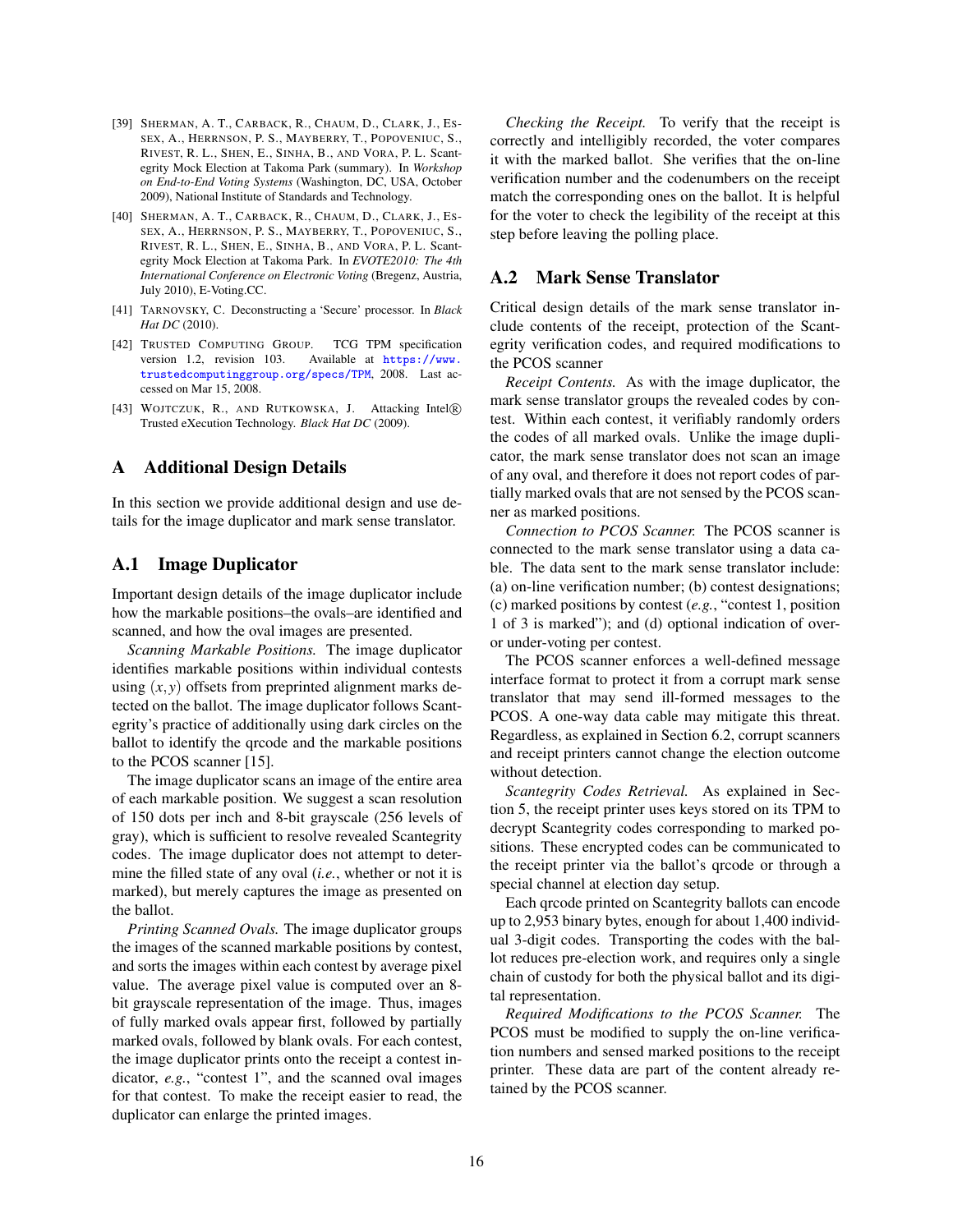[39] Sherman, A. T., Carback, R., Chaum, D., Clark, J., Essex, A., Herrnson, P. S., Mayberry, T., Popoveniuc, S., Rivest, R. L., Shen, E., Sinha, B., and Vora, P. L. Scantegrity Mock Election at Takoma Park (summary). In *Workshop on End-to-End Voting Systems* (Washington, DC, USA, October 2009), National Institute of Standards and Technology.

[40] Sherman, A. T., Carback, R., Chaum, D., Clark, J., Essex, A., Herrnson, P. S., Mayberry, T., Popoveniuc, S., Rivest, R. L., Shen, E., Sinha, B., and Vora, P. L. Scantegrity Mock Election at Takoma Park. In *EVOTE2010: The 4th International Conference on Electronic Voting* (Bregenz, Austria, July 2010), E-Voting.CC.

[41] Tarnovsky, C. Deconstructing a 'Secure' processor. In *Black Hat DC* (2010).

[42] Trusted Computing Group. TCG TPM specification version 1.2, revision 103. Available at https://www.trustedcomputinggroup.org/specs/TPM, 2008. Last accessed on Mar 15, 2008.

[43] Wojtczuk, R., and Rutkowska, J. Attacking Intel® Trusted eXecution Technology. *Black Hat DC* (2009).

# A Additional Design Details

In this section we provide additional design and use details for the image duplicator and mark sense translator.

## A.1 Image Duplicator

Important design details of the image duplicator include how the markable positions–the ovals–are identified and scanned, and how the oval images are presented.

*Scanning Markable Positions.* The image duplicator identifies markable positions within individual contests using $(x, y)$ offsets from preprinted alignment marks detected on the ballot. The image duplicator follows Scantegrity's practice of additionally using dark circles on the ballot to identify the qrcode and the markable positions to the PCOS scanner [15].

The image duplicator scans an image of the entire area of each markable position. We suggest a scan resolution of 150 dots per inch and 8-bit grayscale (256 levels of gray), which is sufficient to resolve revealed Scantegrity codes. The image duplicator does not attempt to determine the filled state of any oval (*i.e.*, whether or not it is marked), but merely captures the image as presented on the ballot.

*Printing Scanned Ovals.* The image duplicator groups the images of the scanned markable positions by contest, and sorts the images within each contest by average pixel value. The average pixel value is computed over an 8-bit grayscale representation of the image. Thus, images of fully marked ovals appear first, followed by partially marked ovals, followed by blank ovals. For each contest, the image duplicator prints onto the receipt a contest indicator, *e.g.*, "contest 1", and the scanned oval images for that contest. To make the receipt easier to read, the duplicator can enlarge the printed images.

*Checking the Receipt.* To verify that the receipt is correctly and intelligibly recorded, the voter compares it with the marked ballot. She verifies that the on-line verification number and the codenumbers on the receipt match the corresponding ones on the ballot. It is helpful for the voter to check the legibility of the receipt at this step before leaving the polling place.

## A.2 Mark Sense Translator

Critical design details of the mark sense translator include contents of the receipt, protection of the Scantegrity verification codes, and required modifications to the PCOS scanner

*Receipt Contents.* As with the image duplicator, the mark sense translator groups the revealed codes by contest. Within each contest, it verifiably randomly orders the codes of all marked ovals. Unlike the image duplicator, the mark sense translator does not scan an image of any oval, and therefore it does not report codes of partially marked ovals that are not sensed by the PCOS scanner as marked positions.

*Connection to PCOS Scanner.* The PCOS scanner is connected to the mark sense translator using a data cable. The data sent to the mark sense translator include: (a) on-line verification number; (b) contest designations; (c) marked positions by contest (*e.g.*, "contest 1, position 1 of 3 is marked"); and (d) optional indication of over- or under-voting per contest.

The PCOS scanner enforces a well-defined message interface format to protect it from a corrupt mark sense translator that may send ill-formed messages to the PCOS. A one-way data cable may mitigate this threat. Regardless, as explained in Section 6.2, corrupt scanners and receipt printers cannot change the election outcome without detection.

*Scantegrity Codes Retrieval.* As explained in Section 5, the receipt printer uses keys stored on its TPM to decrypt Scantegrity codes corresponding to marked positions. These encrypted codes can be communicated to the receipt printer via the ballot's qrcode or through a special channel at election day setup.

Each qrcode printed on Scantegrity ballots can encode up to 2,953 binary bytes, enough for about 1,400 individual 3-digit codes. Transporting the codes with the ballot reduces pre-election work, and requires only a single chain of custody for both the physical ballot and its digital representation.

*Required Modifications to the PCOS Scanner.* The PCOS must be modified to supply the on-line verification numbers and sensed marked positions to the receipt printer. These data are part of the content already retained by the PCOS scanner.